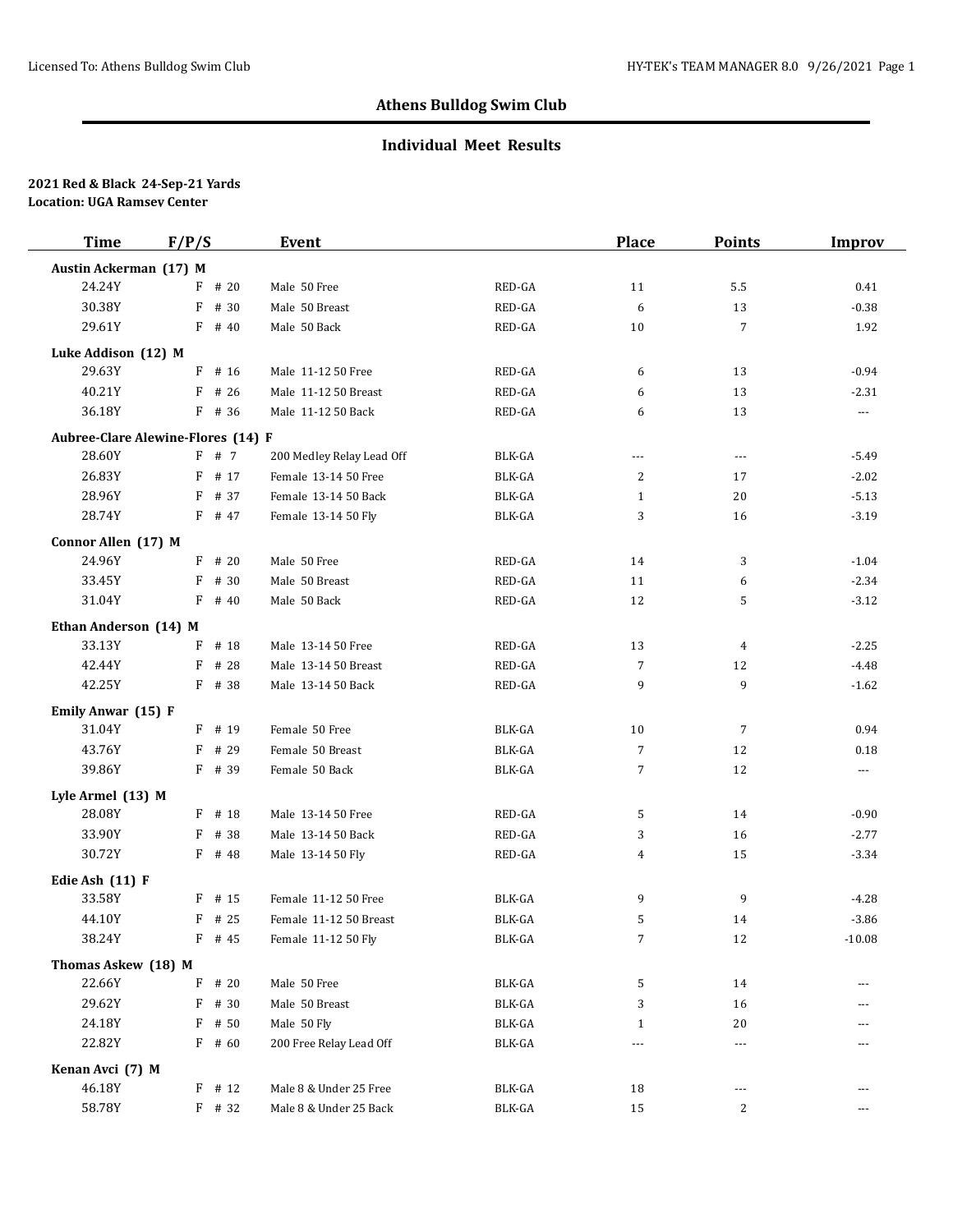## Athens Bulldog Swim Club

### Individual Meet Results

**2021 Red & Black 24-Sep-21 Yards**
**Location: UGA Ramsey Center**

| Time | F/P/S | Event | | Place | Points | Improv |
|---|---|---|---|---|---|---|
| **Austin Ackerman (17) M** | | | | | | |
| 24.24Y | F # 20 | Male 50 Free | RED-GA | 11 | 5.5 | 0.41 |
| 30.38Y | F # 30 | Male 50 Breast | RED-GA | 6 | 13 | -0.38 |
| 29.61Y | F # 40 | Male 50 Back | RED-GA | 10 | 7 | 1.92 |
| **Luke Addison (12) M** | | | | | | |
| 29.63Y | F # 16 | Male 11-12 50 Free | RED-GA | 6 | 13 | -0.94 |
| 40.21Y | F # 26 | Male 11-12 50 Breast | RED-GA | 6 | 13 | -2.31 |
| 36.18Y | F # 36 | Male 11-12 50 Back | RED-GA | 6 | 13 | --- |
| **Aubree-Clare Alewine-Flores (14) F** | | | | | | |
| 28.60Y | F # 7 | 200 Medley Relay Lead Off | BLK-GA | --- | --- | -5.49 |
| 26.83Y | F # 17 | Female 13-14 50 Free | BLK-GA | 2 | 17 | -2.02 |
| 28.96Y | F # 37 | Female 13-14 50 Back | BLK-GA | 1 | 20 | -5.13 |
| 28.74Y | F # 47 | Female 13-14 50 Fly | BLK-GA | 3 | 16 | -3.19 |
| **Connor Allen (17) M** | | | | | | |
| 24.96Y | F # 20 | Male 50 Free | RED-GA | 14 | 3 | -1.04 |
| 33.45Y | F # 30 | Male 50 Breast | RED-GA | 11 | 6 | -2.34 |
| 31.04Y | F # 40 | Male 50 Back | RED-GA | 12 | 5 | -3.12 |
| **Ethan Anderson (14) M** | | | | | | |
| 33.13Y | F # 18 | Male 13-14 50 Free | RED-GA | 13 | 4 | -2.25 |
| 42.44Y | F # 28 | Male 13-14 50 Breast | RED-GA | 7 | 12 | -4.48 |
| 42.25Y | F # 38 | Male 13-14 50 Back | RED-GA | 9 | 9 | -1.62 |
| **Emily Anwar (15) F** | | | | | | |
| 31.04Y | F # 19 | Female 50 Free | BLK-GA | 10 | 7 | 0.94 |
| 43.76Y | F # 29 | Female 50 Breast | BLK-GA | 7 | 12 | 0.18 |
| 39.86Y | F # 39 | Female 50 Back | BLK-GA | 7 | 12 | --- |
| **Lyle Armel (13) M** | | | | | | |
| 28.08Y | F # 18 | Male 13-14 50 Free | RED-GA | 5 | 14 | -0.90 |
| 33.90Y | F # 38 | Male 13-14 50 Back | RED-GA | 3 | 16 | -2.77 |
| 30.72Y | F # 48 | Male 13-14 50 Fly | RED-GA | 4 | 15 | -3.34 |
| **Edie Ash (11) F** | | | | | | |
| 33.58Y | F # 15 | Female 11-12 50 Free | BLK-GA | 9 | 9 | -4.28 |
| 44.10Y | F # 25 | Female 11-12 50 Breast | BLK-GA | 5 | 14 | -3.86 |
| 38.24Y | F # 45 | Female 11-12 50 Fly | BLK-GA | 7 | 12 | -10.08 |
| **Thomas Askew (18) M** | | | | | | |
| 22.66Y | F # 20 | Male 50 Free | BLK-GA | 5 | 14 | --- |
| 29.62Y | F # 30 | Male 50 Breast | BLK-GA | 3 | 16 | --- |
| 24.18Y | F # 50 | Male 50 Fly | BLK-GA | 1 | 20 | --- |
| 22.82Y | F # 60 | 200 Free Relay Lead Off | BLK-GA | --- | --- | --- |
| **Kenan Avci (7) M** | | | | | | |
| 46.18Y | F # 12 | Male 8 & Under 25 Free | BLK-GA | 18 | --- | --- |
| 58.78Y | F # 32 | Male 8 & Under 25 Back | BLK-GA | 15 | 2 | --- |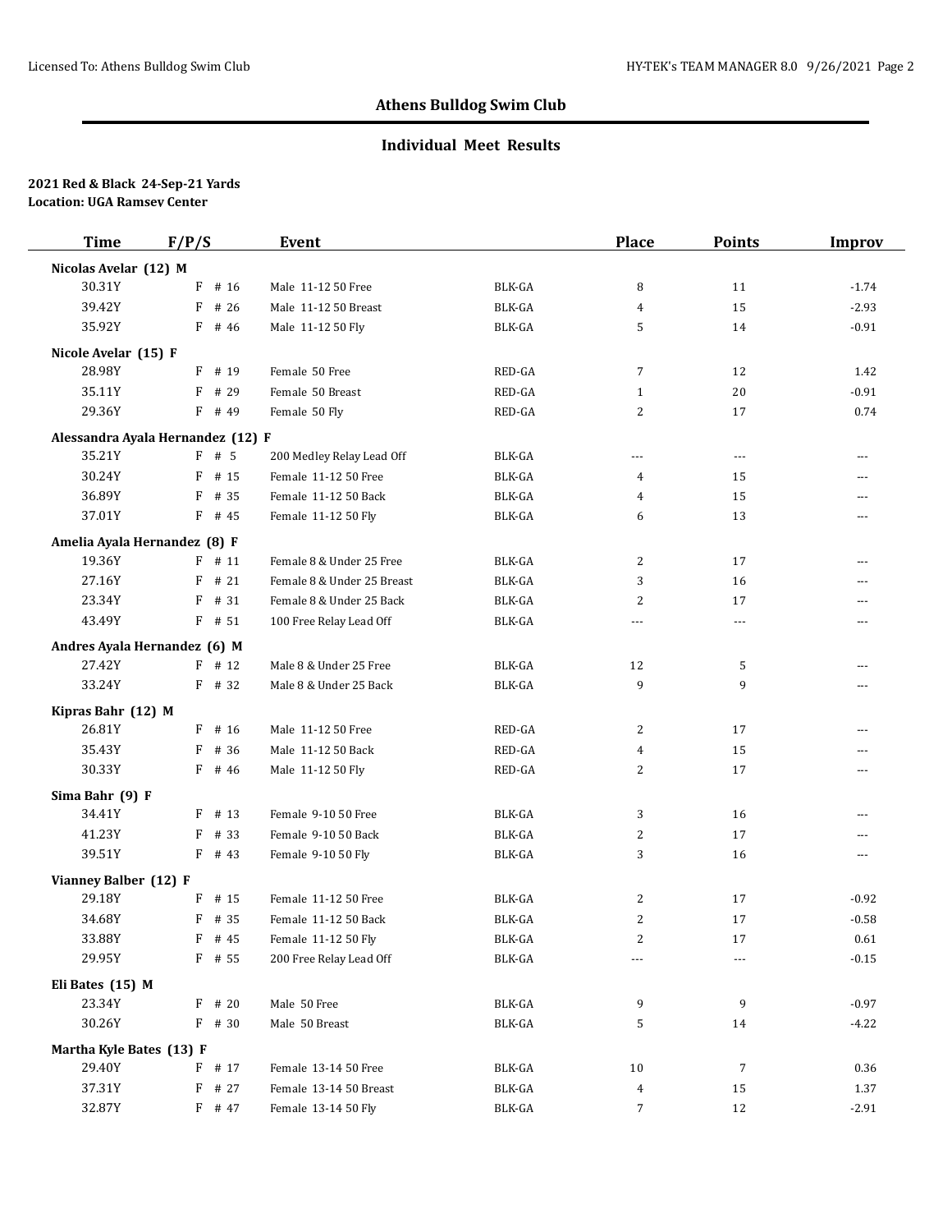## Athens Bulldog Swim Club

### Individual Meet Results

**2021 Red & Black 24-Sep-21 Yards**
**Location: UGA Ramsey Center**

| Time | F/P/S | Event | | Place | Points | Improv |
|---|---|---|---|---|---|---|
| **Nicolas Avelar (12) M** | | | | | | |
| 30.31Y | F # 16 | Male 11-12 50 Free | BLK-GA | 8 | 11 | -1.74 |
| 39.42Y | F # 26 | Male 11-12 50 Breast | BLK-GA | 4 | 15 | -2.93 |
| 35.92Y | F # 46 | Male 11-12 50 Fly | BLK-GA | 5 | 14 | -0.91 |
| **Nicole Avelar (15) F** | | | | | | |
| 28.98Y | F # 19 | Female 50 Free | RED-GA | 7 | 12 | 1.42 |
| 35.11Y | F # 29 | Female 50 Breast | RED-GA | 1 | 20 | -0.91 |
| 29.36Y | F # 49 | Female 50 Fly | RED-GA | 2 | 17 | 0.74 |
| **Alessandra Ayala Hernandez (12) F** | | | | | | |
| 35.21Y | F # 5 | 200 Medley Relay Lead Off | BLK-GA | --- | --- | --- |
| 30.24Y | F # 15 | Female 11-12 50 Free | BLK-GA | 4 | 15 | --- |
| 36.89Y | F # 35 | Female 11-12 50 Back | BLK-GA | 4 | 15 | --- |
| 37.01Y | F # 45 | Female 11-12 50 Fly | BLK-GA | 6 | 13 | --- |
| **Amelia Ayala Hernandez (8) F** | | | | | | |
| 19.36Y | F # 11 | Female 8 & Under 25 Free | BLK-GA | 2 | 17 | --- |
| 27.16Y | F # 21 | Female 8 & Under 25 Breast | BLK-GA | 3 | 16 | --- |
| 23.34Y | F # 31 | Female 8 & Under 25 Back | BLK-GA | 2 | 17 | --- |
| 43.49Y | F # 51 | 100 Free Relay Lead Off | BLK-GA | --- | --- | --- |
| **Andres Ayala Hernandez (6) M** | | | | | | |
| 27.42Y | F # 12 | Male 8 & Under 25 Free | BLK-GA | 12 | 5 | --- |
| 33.24Y | F # 32 | Male 8 & Under 25 Back | BLK-GA | 9 | 9 | --- |
| **Kipras Bahr (12) M** | | | | | | |
| 26.81Y | F # 16 | Male 11-12 50 Free | RED-GA | 2 | 17 | --- |
| 35.43Y | F # 36 | Male 11-12 50 Back | RED-GA | 4 | 15 | --- |
| 30.33Y | F # 46 | Male 11-12 50 Fly | RED-GA | 2 | 17 | --- |
| **Sima Bahr (9) F** | | | | | | |
| 34.41Y | F # 13 | Female 9-10 50 Free | BLK-GA | 3 | 16 | --- |
| 41.23Y | F # 33 | Female 9-10 50 Back | BLK-GA | 2 | 17 | --- |
| 39.51Y | F # 43 | Female 9-10 50 Fly | BLK-GA | 3 | 16 | --- |
| **Vianney Balber (12) F** | | | | | | |
| 29.18Y | F # 15 | Female 11-12 50 Free | BLK-GA | 2 | 17 | -0.92 |
| 34.68Y | F # 35 | Female 11-12 50 Back | BLK-GA | 2 | 17 | -0.58 |
| 33.88Y | F # 45 | Female 11-12 50 Fly | BLK-GA | 2 | 17 | 0.61 |
| 29.95Y | F # 55 | 200 Free Relay Lead Off | BLK-GA | --- | --- | -0.15 |
| **Eli Bates (15) M** | | | | | | |
| 23.34Y | F # 20 | Male 50 Free | BLK-GA | 9 | 9 | -0.97 |
| 30.26Y | F # 30 | Male 50 Breast | BLK-GA | 5 | 14 | -4.22 |
| **Martha Kyle Bates (13) F** | | | | | | |
| 29.40Y | F # 17 | Female 13-14 50 Free | BLK-GA | 10 | 7 | 0.36 |
| 37.31Y | F # 27 | Female 13-14 50 Breast | BLK-GA | 4 | 15 | 1.37 |
| 32.87Y | F # 47 | Female 13-14 50 Fly | BLK-GA | 7 | 12 | -2.91 |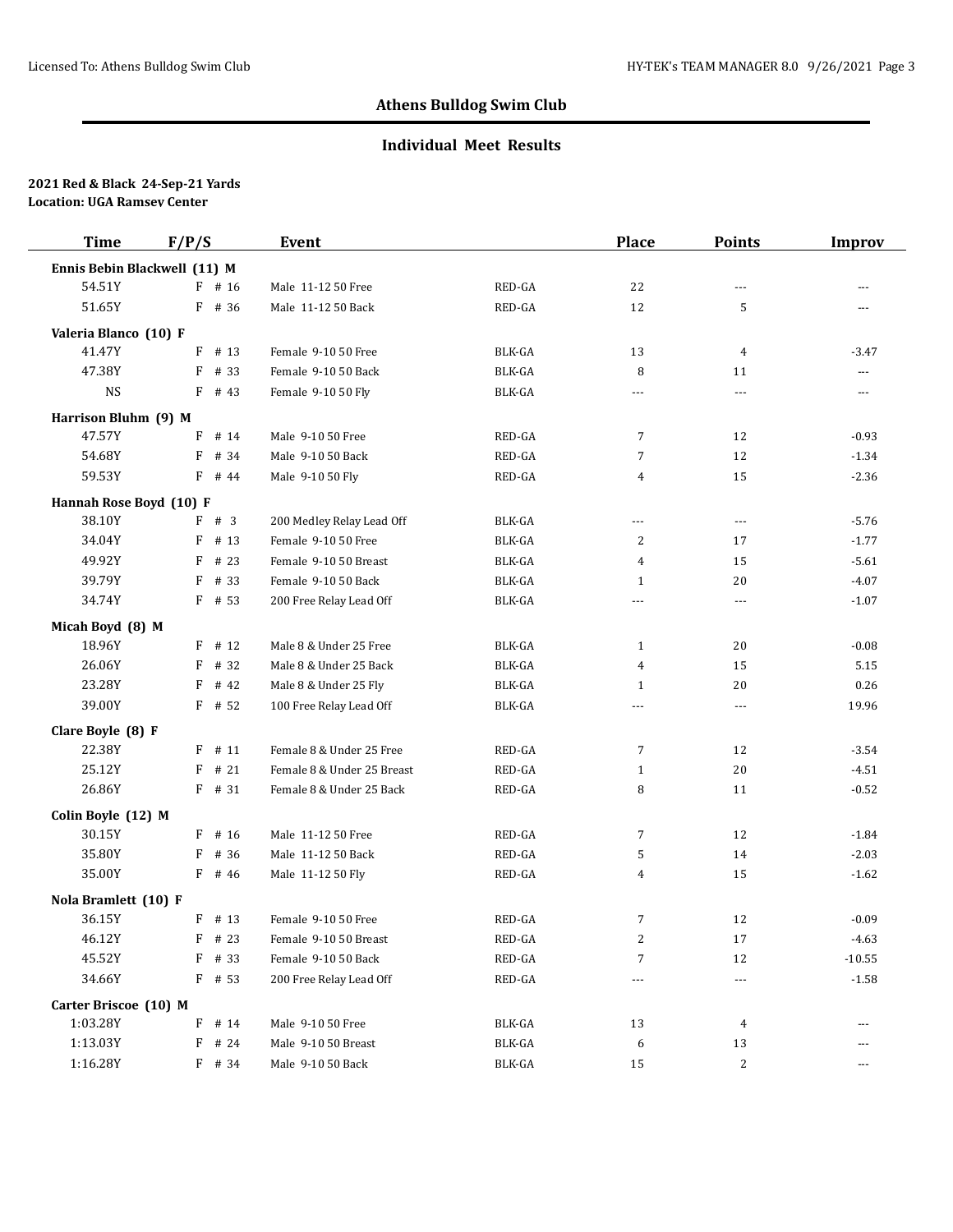## Athens Bulldog Swim Club

### Individual Meet Results

**2021 Red & Black 24-Sep-21 Yards**
**Location: UGA Ramsey Center**

| Time | F/P/S | Event | | Place | Points | Improv |
|---|---|---|---|---|---|---|
| **Ennis Bebin Blackwell (11) M** | | | | | | |
| 54.51Y | F # 16 | Male 11-12 50 Free | RED-GA | 22 | --- | --- |
| 51.65Y | F # 36 | Male 11-12 50 Back | RED-GA | 12 | 5 | --- |
| **Valeria Blanco (10) F** | | | | | | |
| 41.47Y | F # 13 | Female 9-10 50 Free | BLK-GA | 13 | 4 | -3.47 |
| 47.38Y | F # 33 | Female 9-10 50 Back | BLK-GA | 8 | 11 | --- |
| NS | F # 43 | Female 9-10 50 Fly | BLK-GA | --- | --- | --- |
| **Harrison Bluhm (9) M** | | | | | | |
| 47.57Y | F # 14 | Male 9-10 50 Free | RED-GA | 7 | 12 | -0.93 |
| 54.68Y | F # 34 | Male 9-10 50 Back | RED-GA | 7 | 12 | -1.34 |
| 59.53Y | F # 44 | Male 9-10 50 Fly | RED-GA | 4 | 15 | -2.36 |
| **Hannah Rose Boyd (10) F** | | | | | | |
| 38.10Y | F # 3 | 200 Medley Relay Lead Off | BLK-GA | --- | --- | -5.76 |
| 34.04Y | F # 13 | Female 9-10 50 Free | BLK-GA | 2 | 17 | -1.77 |
| 49.92Y | F # 23 | Female 9-10 50 Breast | BLK-GA | 4 | 15 | -5.61 |
| 39.79Y | F # 33 | Female 9-10 50 Back | BLK-GA | 1 | 20 | -4.07 |
| 34.74Y | F # 53 | 200 Free Relay Lead Off | BLK-GA | --- | --- | -1.07 |
| **Micah Boyd (8) M** | | | | | | |
| 18.96Y | F # 12 | Male 8 & Under 25 Free | BLK-GA | 1 | 20 | -0.08 |
| 26.06Y | F # 32 | Male 8 & Under 25 Back | BLK-GA | 4 | 15 | 5.15 |
| 23.28Y | F # 42 | Male 8 & Under 25 Fly | BLK-GA | 1 | 20 | 0.26 |
| 39.00Y | F # 52 | 100 Free Relay Lead Off | BLK-GA | --- | --- | 19.96 |
| **Clare Boyle (8) F** | | | | | | |
| 22.38Y | F # 11 | Female 8 & Under 25 Free | RED-GA | 7 | 12 | -3.54 |
| 25.12Y | F # 21 | Female 8 & Under 25 Breast | RED-GA | 1 | 20 | -4.51 |
| 26.86Y | F # 31 | Female 8 & Under 25 Back | RED-GA | 8 | 11 | -0.52 |
| **Colin Boyle (12) M** | | | | | | |
| 30.15Y | F # 16 | Male 11-12 50 Free | RED-GA | 7 | 12 | -1.84 |
| 35.80Y | F # 36 | Male 11-12 50 Back | RED-GA | 5 | 14 | -2.03 |
| 35.00Y | F # 46 | Male 11-12 50 Fly | RED-GA | 4 | 15 | -1.62 |
| **Nola Bramlett (10) F** | | | | | | |
| 36.15Y | F # 13 | Female 9-10 50 Free | RED-GA | 7 | 12 | -0.09 |
| 46.12Y | F # 23 | Female 9-10 50 Breast | RED-GA | 2 | 17 | -4.63 |
| 45.52Y | F # 33 | Female 9-10 50 Back | RED-GA | 7 | 12 | -10.55 |
| 34.66Y | F # 53 | 200 Free Relay Lead Off | RED-GA | --- | --- | -1.58 |
| **Carter Briscoe (10) M** | | | | | | |
| 1:03.28Y | F # 14 | Male 9-10 50 Free | BLK-GA | 13 | 4 | --- |
| 1:13.03Y | F # 24 | Male 9-10 50 Breast | BLK-GA | 6 | 13 | --- |
| 1:16.28Y | F # 34 | Male 9-10 50 Back | BLK-GA | 15 | 2 | --- |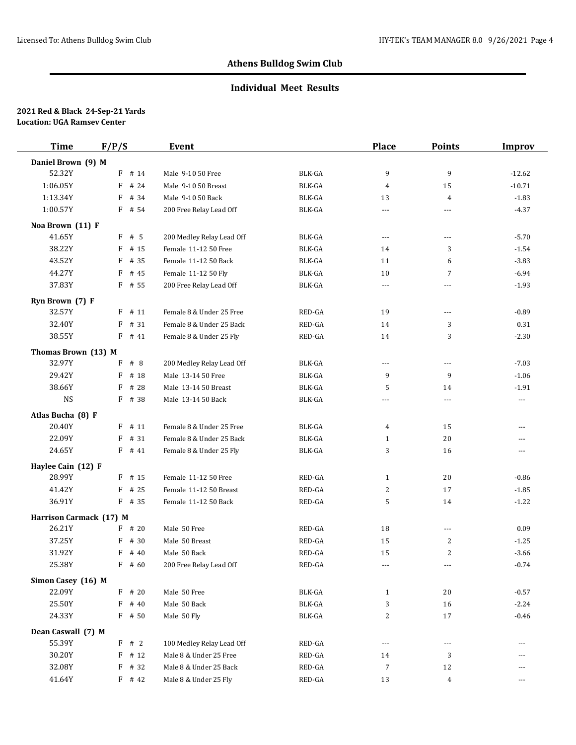## Athens Bulldog Swim Club

### Individual Meet Results

**2021 Red & Black 24-Sep-21 Yards**
**Location: UGA Ramsey Center**

| Time | F/P/S | Event | | Place | Points | Improv |
|---|---|---|---|---|---|---|
| **Daniel Brown (9) M** | | | | | | |
| 52.32Y | F # 14 | Male 9-10 50 Free | BLK-GA | 9 | 9 | -12.62 |
| 1:06.05Y | F # 24 | Male 9-10 50 Breast | BLK-GA | 4 | 15 | -10.71 |
| 1:13.34Y | F # 34 | Male 9-10 50 Back | BLK-GA | 13 | 4 | -1.83 |
| 1:00.57Y | F # 54 | 200 Free Relay Lead Off | BLK-GA | --- | --- | -4.37 |
| **Noa Brown (11) F** | | | | | | |
| 41.65Y | F # 5 | 200 Medley Relay Lead Off | BLK-GA | --- | --- | -5.70 |
| 38.22Y | F # 15 | Female 11-12 50 Free | BLK-GA | 14 | 3 | -1.54 |
| 43.52Y | F # 35 | Female 11-12 50 Back | BLK-GA | 11 | 6 | -3.83 |
| 44.27Y | F # 45 | Female 11-12 50 Fly | BLK-GA | 10 | 7 | -6.94 |
| 37.83Y | F # 55 | 200 Free Relay Lead Off | BLK-GA | --- | --- | -1.93 |
| **Ryn Brown (7) F** | | | | | | |
| 32.57Y | F # 11 | Female 8 & Under 25 Free | RED-GA | 19 | --- | -0.89 |
| 32.40Y | F # 31 | Female 8 & Under 25 Back | RED-GA | 14 | 3 | 0.31 |
| 38.55Y | F # 41 | Female 8 & Under 25 Fly | RED-GA | 14 | 3 | -2.30 |
| **Thomas Brown (13) M** | | | | | | |
| 32.97Y | F # 8 | 200 Medley Relay Lead Off | BLK-GA | --- | --- | -7.03 |
| 29.42Y | F # 18 | Male 13-14 50 Free | BLK-GA | 9 | 9 | -1.06 |
| 38.66Y | F # 28 | Male 13-14 50 Breast | BLK-GA | 5 | 14 | -1.91 |
| NS | F # 38 | Male 13-14 50 Back | BLK-GA | --- | --- | --- |
| **Atlas Bucha (8) F** | | | | | | |
| 20.40Y | F # 11 | Female 8 & Under 25 Free | BLK-GA | 4 | 15 | --- |
| 22.09Y | F # 31 | Female 8 & Under 25 Back | BLK-GA | 1 | 20 | --- |
| 24.65Y | F # 41 | Female 8 & Under 25 Fly | BLK-GA | 3 | 16 | --- |
| **Haylee Cain (12) F** | | | | | | |
| 28.99Y | F # 15 | Female 11-12 50 Free | RED-GA | 1 | 20 | -0.86 |
| 41.42Y | F # 25 | Female 11-12 50 Breast | RED-GA | 2 | 17 | -1.85 |
| 36.91Y | F # 35 | Female 11-12 50 Back | RED-GA | 5 | 14 | -1.22 |
| **Harrison Carmack (17) M** | | | | | | |
| 26.21Y | F # 20 | Male 50 Free | RED-GA | 18 | --- | 0.09 |
| 37.25Y | F # 30 | Male 50 Breast | RED-GA | 15 | 2 | -1.25 |
| 31.92Y | F # 40 | Male 50 Back | RED-GA | 15 | 2 | -3.66 |
| 25.38Y | F # 60 | 200 Free Relay Lead Off | RED-GA | --- | --- | -0.74 |
| **Simon Casey (16) M** | | | | | | |
| 22.09Y | F # 20 | Male 50 Free | BLK-GA | 1 | 20 | -0.57 |
| 25.50Y | F # 40 | Male 50 Back | BLK-GA | 3 | 16 | -2.24 |
| 24.33Y | F # 50 | Male 50 Fly | BLK-GA | 2 | 17 | -0.46 |
| **Dean Caswall (7) M** | | | | | | |
| 55.39Y | F # 2 | 100 Medley Relay Lead Off | RED-GA | --- | --- | --- |
| 30.20Y | F # 12 | Male 8 & Under 25 Free | RED-GA | 14 | 3 | --- |
| 32.08Y | F # 32 | Male 8 & Under 25 Back | RED-GA | 7 | 12 | --- |
| 41.64Y | F # 42 | Male 8 & Under 25 Fly | RED-GA | 13 | 4 | --- |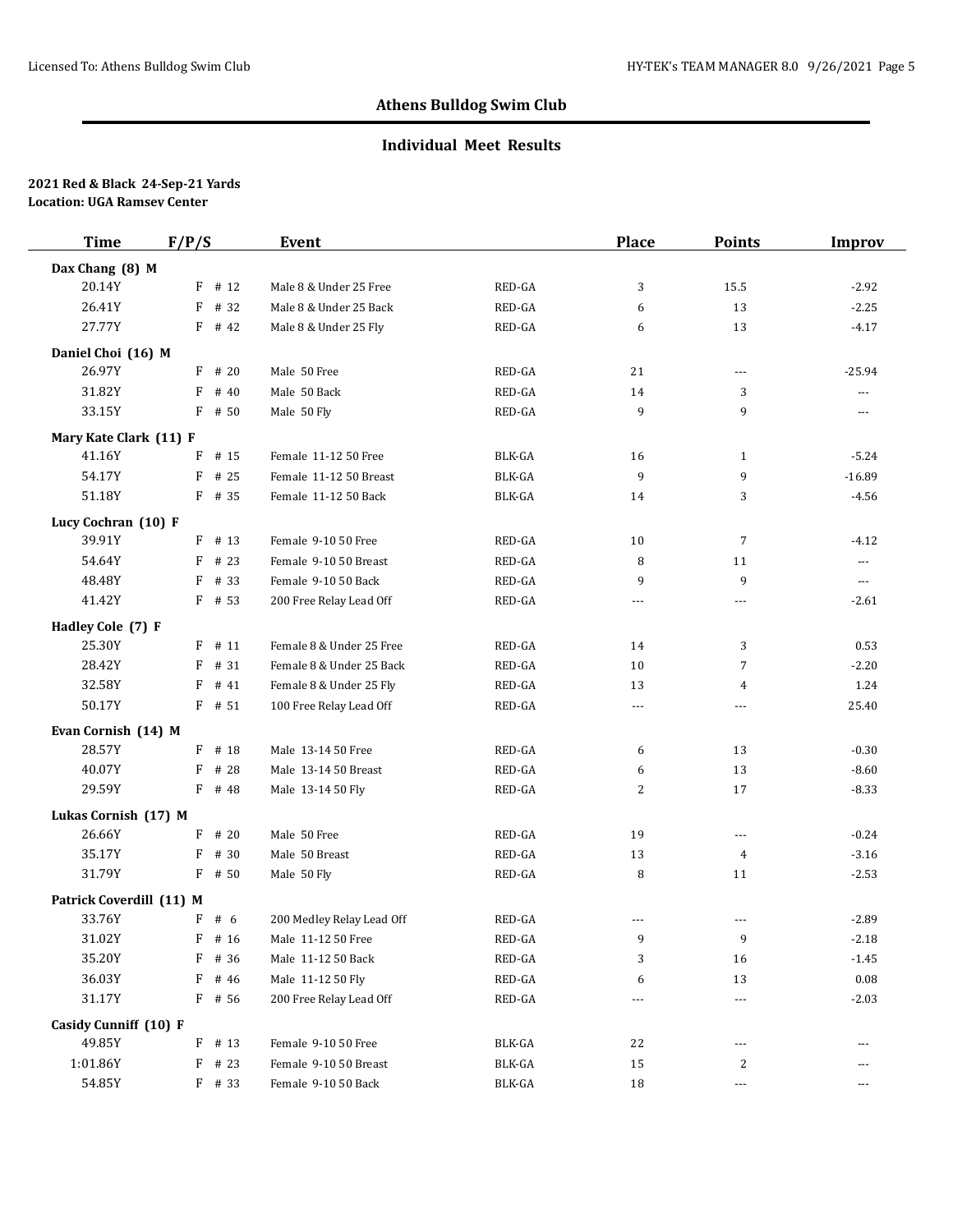## Athens Bulldog Swim Club

### Individual Meet Results

**2021 Red & Black 24-Sep-21 Yards**
**Location: UGA Ramsey Center**

| Time | F/P/S | Event | | Place | Points | Improv |
|---|---|---|---|---|---|---|
| **Dax Chang (8) M** | | | | | | |
| 20.14Y | F # 12 | Male 8 & Under 25 Free | RED-GA | 3 | 15.5 | -2.92 |
| 26.41Y | F # 32 | Male 8 & Under 25 Back | RED-GA | 6 | 13 | -2.25 |
| 27.77Y | F # 42 | Male 8 & Under 25 Fly | RED-GA | 6 | 13 | -4.17 |
| **Daniel Choi (16) M** | | | | | | |
| 26.97Y | F # 20 | Male 50 Free | RED-GA | 21 | --- | -25.94 |
| 31.82Y | F # 40 | Male 50 Back | RED-GA | 14 | 3 | --- |
| 33.15Y | F # 50 | Male 50 Fly | RED-GA | 9 | 9 | --- |
| **Mary Kate Clark (11) F** | | | | | | |
| 41.16Y | F # 15 | Female 11-12 50 Free | BLK-GA | 16 | 1 | -5.24 |
| 54.17Y | F # 25 | Female 11-12 50 Breast | BLK-GA | 9 | 9 | -16.89 |
| 51.18Y | F # 35 | Female 11-12 50 Back | BLK-GA | 14 | 3 | -4.56 |
| **Lucy Cochran (10) F** | | | | | | |
| 39.91Y | F # 13 | Female 9-10 50 Free | RED-GA | 10 | 7 | -4.12 |
| 54.64Y | F # 23 | Female 9-10 50 Breast | RED-GA | 8 | 11 | --- |
| 48.48Y | F # 33 | Female 9-10 50 Back | RED-GA | 9 | 9 | --- |
| 41.42Y | F # 53 | 200 Free Relay Lead Off | RED-GA | --- | --- | -2.61 |
| **Hadley Cole (7) F** | | | | | | |
| 25.30Y | F # 11 | Female 8 & Under 25 Free | RED-GA | 14 | 3 | 0.53 |
| 28.42Y | F # 31 | Female 8 & Under 25 Back | RED-GA | 10 | 7 | -2.20 |
| 32.58Y | F # 41 | Female 8 & Under 25 Fly | RED-GA | 13 | 4 | 1.24 |
| 50.17Y | F # 51 | 100 Free Relay Lead Off | RED-GA | --- | --- | 25.40 |
| **Evan Cornish (14) M** | | | | | | |
| 28.57Y | F # 18 | Male 13-14 50 Free | RED-GA | 6 | 13 | -0.30 |
| 40.07Y | F # 28 | Male 13-14 50 Breast | RED-GA | 6 | 13 | -8.60 |
| 29.59Y | F # 48 | Male 13-14 50 Fly | RED-GA | 2 | 17 | -8.33 |
| **Lukas Cornish (17) M** | | | | | | |
| 26.66Y | F # 20 | Male 50 Free | RED-GA | 19 | --- | -0.24 |
| 35.17Y | F # 30 | Male 50 Breast | RED-GA | 13 | 4 | -3.16 |
| 31.79Y | F # 50 | Male 50 Fly | RED-GA | 8 | 11 | -2.53 |
| **Patrick Coverdill (11) M** | | | | | | |
| 33.76Y | F # 6 | 200 Medley Relay Lead Off | RED-GA | --- | --- | -2.89 |
| 31.02Y | F # 16 | Male 11-12 50 Free | RED-GA | 9 | 9 | -2.18 |
| 35.20Y | F # 36 | Male 11-12 50 Back | RED-GA | 3 | 16 | -1.45 |
| 36.03Y | F # 46 | Male 11-12 50 Fly | RED-GA | 6 | 13 | 0.08 |
| 31.17Y | F # 56 | 200 Free Relay Lead Off | RED-GA | --- | --- | -2.03 |
| **Casidy Cunniff (10) F** | | | | | | |
| 49.85Y | F # 13 | Female 9-10 50 Free | BLK-GA | 22 | --- | --- |
| 1:01.86Y | F # 23 | Female 9-10 50 Breast | BLK-GA | 15 | 2 | --- |
| 54.85Y | F # 33 | Female 9-10 50 Back | BLK-GA | 18 | --- | --- |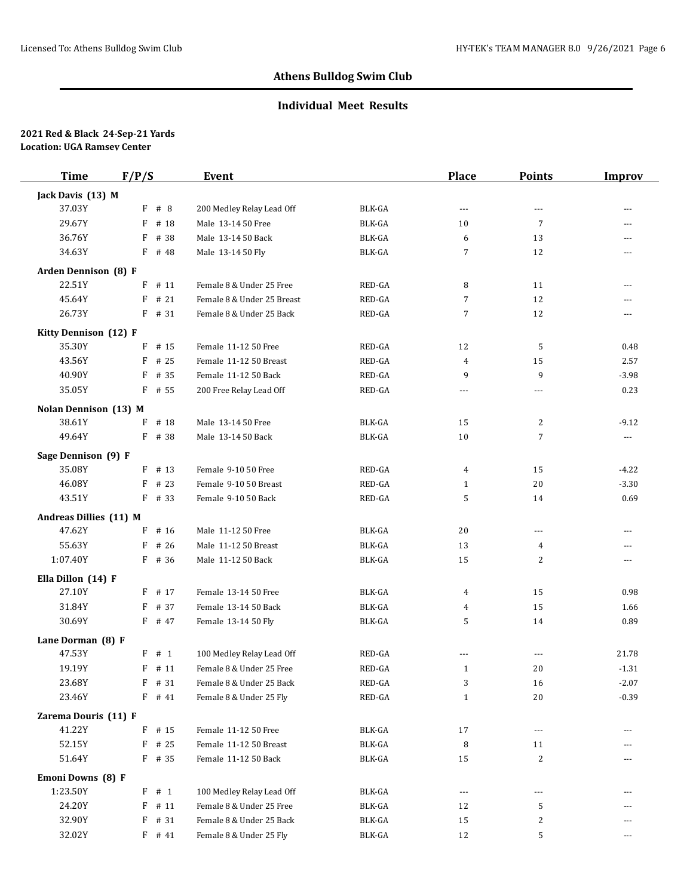## Athens Bulldog Swim Club

### Individual Meet Results

**2021 Red & Black 24-Sep-21 Yards**
**Location: UGA Ramsey Center**

| Time | F/P/S | Event | | Place | Points | Improv |
|---|---|---|---|---|---|---|
| **Jack Davis (13) M** | | | | | | |
| 37.03Y | F # 8 | 200 Medley Relay Lead Off | BLK-GA | --- | --- | --- |
| 29.67Y | F # 18 | Male 13-14 50 Free | BLK-GA | 10 | 7 | --- |
| 36.76Y | F # 38 | Male 13-14 50 Back | BLK-GA | 6 | 13 | --- |
| 34.63Y | F # 48 | Male 13-14 50 Fly | BLK-GA | 7 | 12 | --- |
| **Arden Dennison (8) F** | | | | | | |
| 22.51Y | F # 11 | Female 8 & Under 25 Free | RED-GA | 8 | 11 | --- |
| 45.64Y | F # 21 | Female 8 & Under 25 Breast | RED-GA | 7 | 12 | --- |
| 26.73Y | F # 31 | Female 8 & Under 25 Back | RED-GA | 7 | 12 | --- |
| **Kitty Dennison (12) F** | | | | | | |
| 35.30Y | F # 15 | Female 11-12 50 Free | RED-GA | 12 | 5 | 0.48 |
| 43.56Y | F # 25 | Female 11-12 50 Breast | RED-GA | 4 | 15 | 2.57 |
| 40.90Y | F # 35 | Female 11-12 50 Back | RED-GA | 9 | 9 | -3.98 |
| 35.05Y | F # 55 | 200 Free Relay Lead Off | RED-GA | --- | --- | 0.23 |
| **Nolan Dennison (13) M** | | | | | | |
| 38.61Y | F # 18 | Male 13-14 50 Free | BLK-GA | 15 | 2 | -9.12 |
| 49.64Y | F # 38 | Male 13-14 50 Back | BLK-GA | 10 | 7 | --- |
| **Sage Dennison (9) F** | | | | | | |
| 35.08Y | F # 13 | Female 9-10 50 Free | RED-GA | 4 | 15 | -4.22 |
| 46.08Y | F # 23 | Female 9-10 50 Breast | RED-GA | 1 | 20 | -3.30 |
| 43.51Y | F # 33 | Female 9-10 50 Back | RED-GA | 5 | 14 | 0.69 |
| **Andreas Dillies (11) M** | | | | | | |
| 47.62Y | F # 16 | Male 11-12 50 Free | BLK-GA | 20 | --- | --- |
| 55.63Y | F # 26 | Male 11-12 50 Breast | BLK-GA | 13 | 4 | --- |
| 1:07.40Y | F # 36 | Male 11-12 50 Back | BLK-GA | 15 | 2 | --- |
| **Ella Dillon (14) F** | | | | | | |
| 27.10Y | F # 17 | Female 13-14 50 Free | BLK-GA | 4 | 15 | 0.98 |
| 31.84Y | F # 37 | Female 13-14 50 Back | BLK-GA | 4 | 15 | 1.66 |
| 30.69Y | F # 47 | Female 13-14 50 Fly | BLK-GA | 5 | 14 | 0.89 |
| **Lane Dorman (8) F** | | | | | | |
| 47.53Y | F # 1 | 100 Medley Relay Lead Off | RED-GA | --- | --- | 21.78 |
| 19.19Y | F # 11 | Female 8 & Under 25 Free | RED-GA | 1 | 20 | -1.31 |
| 23.68Y | F # 31 | Female 8 & Under 25 Back | RED-GA | 3 | 16 | -2.07 |
| 23.46Y | F # 41 | Female 8 & Under 25 Fly | RED-GA | 1 | 20 | -0.39 |
| **Zarema Douris (11) F** | | | | | | |
| 41.22Y | F # 15 | Female 11-12 50 Free | BLK-GA | 17 | --- | --- |
| 52.15Y | F # 25 | Female 11-12 50 Breast | BLK-GA | 8 | 11 | --- |
| 51.64Y | F # 35 | Female 11-12 50 Back | BLK-GA | 15 | 2 | --- |
| **Emoni Downs (8) F** | | | | | | |
| 1:23.50Y | F # 1 | 100 Medley Relay Lead Off | BLK-GA | --- | --- | --- |
| 24.20Y | F # 11 | Female 8 & Under 25 Free | BLK-GA | 12 | 5 | --- |
| 32.90Y | F # 31 | Female 8 & Under 25 Back | BLK-GA | 15 | 2 | --- |
| 32.02Y | F # 41 | Female 8 & Under 25 Fly | BLK-GA | 12 | 5 | --- |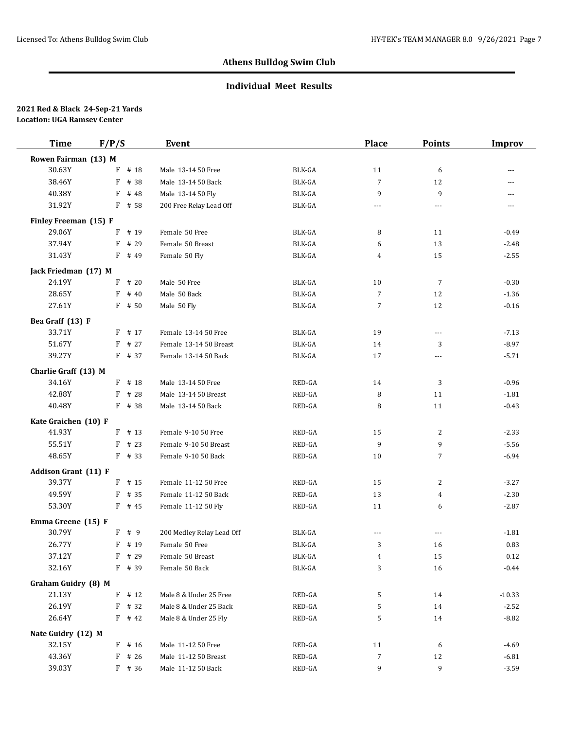## Athens Bulldog Swim Club

### Individual Meet Results

**2021 Red & Black 24-Sep-21 Yards**
**Location: UGA Ramsey Center**

| Time | F/P/S | Event | | Place | Points | Improv |
|---|---|---|---|---|---|---|
| **Rowen Fairman (13) M** | | | | | | |
| 30.63Y | F # 18 | Male 13-14 50 Free | BLK-GA | 11 | 6 | --- |
| 38.46Y | F # 38 | Male 13-14 50 Back | BLK-GA | 7 | 12 | --- |
| 40.38Y | F # 48 | Male 13-14 50 Fly | BLK-GA | 9 | 9 | --- |
| 31.92Y | F # 58 | 200 Free Relay Lead Off | BLK-GA | --- | --- | --- |
| **Finley Freeman (15) F** | | | | | | |
| 29.06Y | F # 19 | Female 50 Free | BLK-GA | 8 | 11 | -0.49 |
| 37.94Y | F # 29 | Female 50 Breast | BLK-GA | 6 | 13 | -2.48 |
| 31.43Y | F # 49 | Female 50 Fly | BLK-GA | 4 | 15 | -2.55 |
| **Jack Friedman (17) M** | | | | | | |
| 24.19Y | F # 20 | Male 50 Free | BLK-GA | 10 | 7 | -0.30 |
| 28.65Y | F # 40 | Male 50 Back | BLK-GA | 7 | 12 | -1.36 |
| 27.61Y | F # 50 | Male 50 Fly | BLK-GA | 7 | 12 | -0.16 |
| **Bea Graff (13) F** | | | | | | |
| 33.71Y | F # 17 | Female 13-14 50 Free | BLK-GA | 19 | --- | -7.13 |
| 51.67Y | F # 27 | Female 13-14 50 Breast | BLK-GA | 14 | 3 | -8.97 |
| 39.27Y | F # 37 | Female 13-14 50 Back | BLK-GA | 17 | --- | -5.71 |
| **Charlie Graff (13) M** | | | | | | |
| 34.16Y | F # 18 | Male 13-14 50 Free | RED-GA | 14 | 3 | -0.96 |
| 42.88Y | F # 28 | Male 13-14 50 Breast | RED-GA | 8 | 11 | -1.81 |
| 40.48Y | F # 38 | Male 13-14 50 Back | RED-GA | 8 | 11 | -0.43 |
| **Kate Graichen (10) F** | | | | | | |
| 41.93Y | F # 13 | Female 9-10 50 Free | RED-GA | 15 | 2 | -2.33 |
| 55.51Y | F # 23 | Female 9-10 50 Breast | RED-GA | 9 | 9 | -5.56 |
| 48.65Y | F # 33 | Female 9-10 50 Back | RED-GA | 10 | 7 | -6.94 |
| **Addison Grant (11) F** | | | | | | |
| 39.37Y | F # 15 | Female 11-12 50 Free | RED-GA | 15 | 2 | -3.27 |
| 49.59Y | F # 35 | Female 11-12 50 Back | RED-GA | 13 | 4 | -2.30 |
| 53.30Y | F # 45 | Female 11-12 50 Fly | RED-GA | 11 | 6 | -2.87 |
| **Emma Greene (15) F** | | | | | | |
| 30.79Y | F # 9 | 200 Medley Relay Lead Off | BLK-GA | --- | --- | -1.81 |
| 26.77Y | F # 19 | Female 50 Free | BLK-GA | 3 | 16 | 0.83 |
| 37.12Y | F # 29 | Female 50 Breast | BLK-GA | 4 | 15 | 0.12 |
| 32.16Y | F # 39 | Female 50 Back | BLK-GA | 3 | 16 | -0.44 |
| **Graham Guidry (8) M** | | | | | | |
| 21.13Y | F # 12 | Male 8 & Under 25 Free | RED-GA | 5 | 14 | -10.33 |
| 26.19Y | F # 32 | Male 8 & Under 25 Back | RED-GA | 5 | 14 | -2.52 |
| 26.64Y | F # 42 | Male 8 & Under 25 Fly | RED-GA | 5 | 14 | -8.82 |
| **Nate Guidry (12) M** | | | | | | |
| 32.15Y | F # 16 | Male 11-12 50 Free | RED-GA | 11 | 6 | -4.69 |
| 43.36Y | F # 26 | Male 11-12 50 Breast | RED-GA | 7 | 12 | -6.81 |
| 39.03Y | F # 36 | Male 11-12 50 Back | RED-GA | 9 | 9 | -3.59 |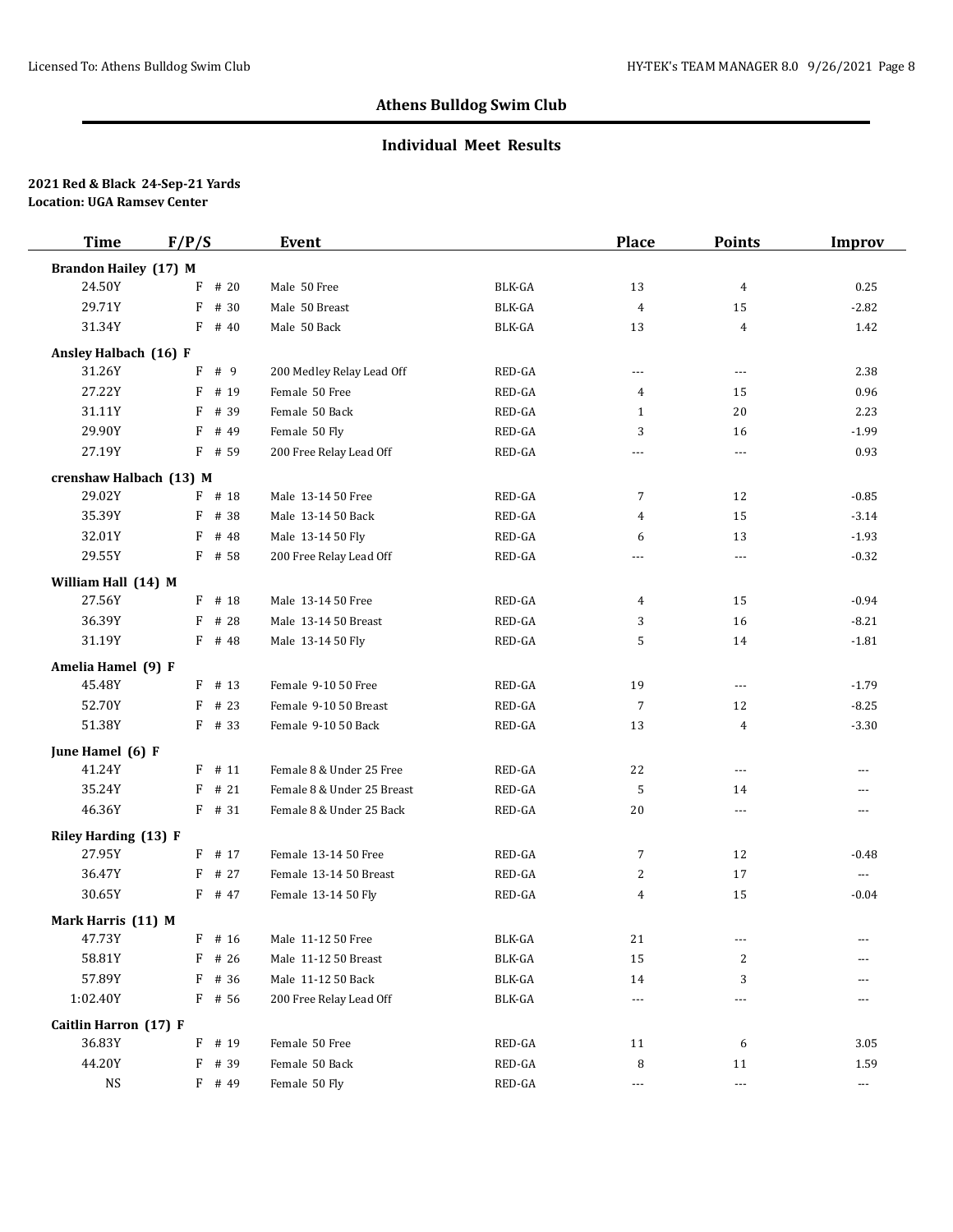## Athens Bulldog Swim Club

### Individual Meet Results

**2021 Red & Black 24-Sep-21 Yards**
**Location: UGA Ramsey Center**

| Time | F/P/S | Event | | Place | Points | Improv |
|---|---|---|---|---|---|---|
| **Brandon Hailey (17) M** | | | | | | |
| 24.50Y | F # 20 | Male 50 Free | BLK-GA | 13 | 4 | 0.25 |
| 29.71Y | F # 30 | Male 50 Breast | BLK-GA | 4 | 15 | -2.82 |
| 31.34Y | F # 40 | Male 50 Back | BLK-GA | 13 | 4 | 1.42 |
| **Ansley Halbach (16) F** | | | | | | |
| 31.26Y | F # 9 | 200 Medley Relay Lead Off | RED-GA | --- | --- | 2.38 |
| 27.22Y | F # 19 | Female 50 Free | RED-GA | 4 | 15 | 0.96 |
| 31.11Y | F # 39 | Female 50 Back | RED-GA | 1 | 20 | 2.23 |
| 29.90Y | F # 49 | Female 50 Fly | RED-GA | 3 | 16 | -1.99 |
| 27.19Y | F # 59 | 200 Free Relay Lead Off | RED-GA | --- | --- | 0.93 |
| **crenshaw Halbach (13) M** | | | | | | |
| 29.02Y | F # 18 | Male 13-14 50 Free | RED-GA | 7 | 12 | -0.85 |
| 35.39Y | F # 38 | Male 13-14 50 Back | RED-GA | 4 | 15 | -3.14 |
| 32.01Y | F # 48 | Male 13-14 50 Fly | RED-GA | 6 | 13 | -1.93 |
| 29.55Y | F # 58 | 200 Free Relay Lead Off | RED-GA | --- | --- | -0.32 |
| **William Hall (14) M** | | | | | | |
| 27.56Y | F # 18 | Male 13-14 50 Free | RED-GA | 4 | 15 | -0.94 |
| 36.39Y | F # 28 | Male 13-14 50 Breast | RED-GA | 3 | 16 | -8.21 |
| 31.19Y | F # 48 | Male 13-14 50 Fly | RED-GA | 5 | 14 | -1.81 |
| **Amelia Hamel (9) F** | | | | | | |
| 45.48Y | F # 13 | Female 9-10 50 Free | RED-GA | 19 | --- | -1.79 |
| 52.70Y | F # 23 | Female 9-10 50 Breast | RED-GA | 7 | 12 | -8.25 |
| 51.38Y | F # 33 | Female 9-10 50 Back | RED-GA | 13 | 4 | -3.30 |
| **June Hamel (6) F** | | | | | | |
| 41.24Y | F # 11 | Female 8 & Under 25 Free | RED-GA | 22 | --- | --- |
| 35.24Y | F # 21 | Female 8 & Under 25 Breast | RED-GA | 5 | 14 | --- |
| 46.36Y | F # 31 | Female 8 & Under 25 Back | RED-GA | 20 | --- | --- |
| **Riley Harding (13) F** | | | | | | |
| 27.95Y | F # 17 | Female 13-14 50 Free | RED-GA | 7 | 12 | -0.48 |
| 36.47Y | F # 27 | Female 13-14 50 Breast | RED-GA | 2 | 17 | --- |
| 30.65Y | F # 47 | Female 13-14 50 Fly | RED-GA | 4 | 15 | -0.04 |
| **Mark Harris (11) M** | | | | | | |
| 47.73Y | F # 16 | Male 11-12 50 Free | BLK-GA | 21 | --- | --- |
| 58.81Y | F # 26 | Male 11-12 50 Breast | BLK-GA | 15 | 2 | --- |
| 57.89Y | F # 36 | Male 11-12 50 Back | BLK-GA | 14 | 3 | --- |
| 1:02.40Y | F # 56 | 200 Free Relay Lead Off | BLK-GA | --- | --- | --- |
| **Caitlin Harron (17) F** | | | | | | |
| 36.83Y | F # 19 | Female 50 Free | RED-GA | 11 | 6 | 3.05 |
| 44.20Y | F # 39 | Female 50 Back | RED-GA | 8 | 11 | 1.59 |
| NS | F # 49 | Female 50 Fly | RED-GA | --- | --- | --- |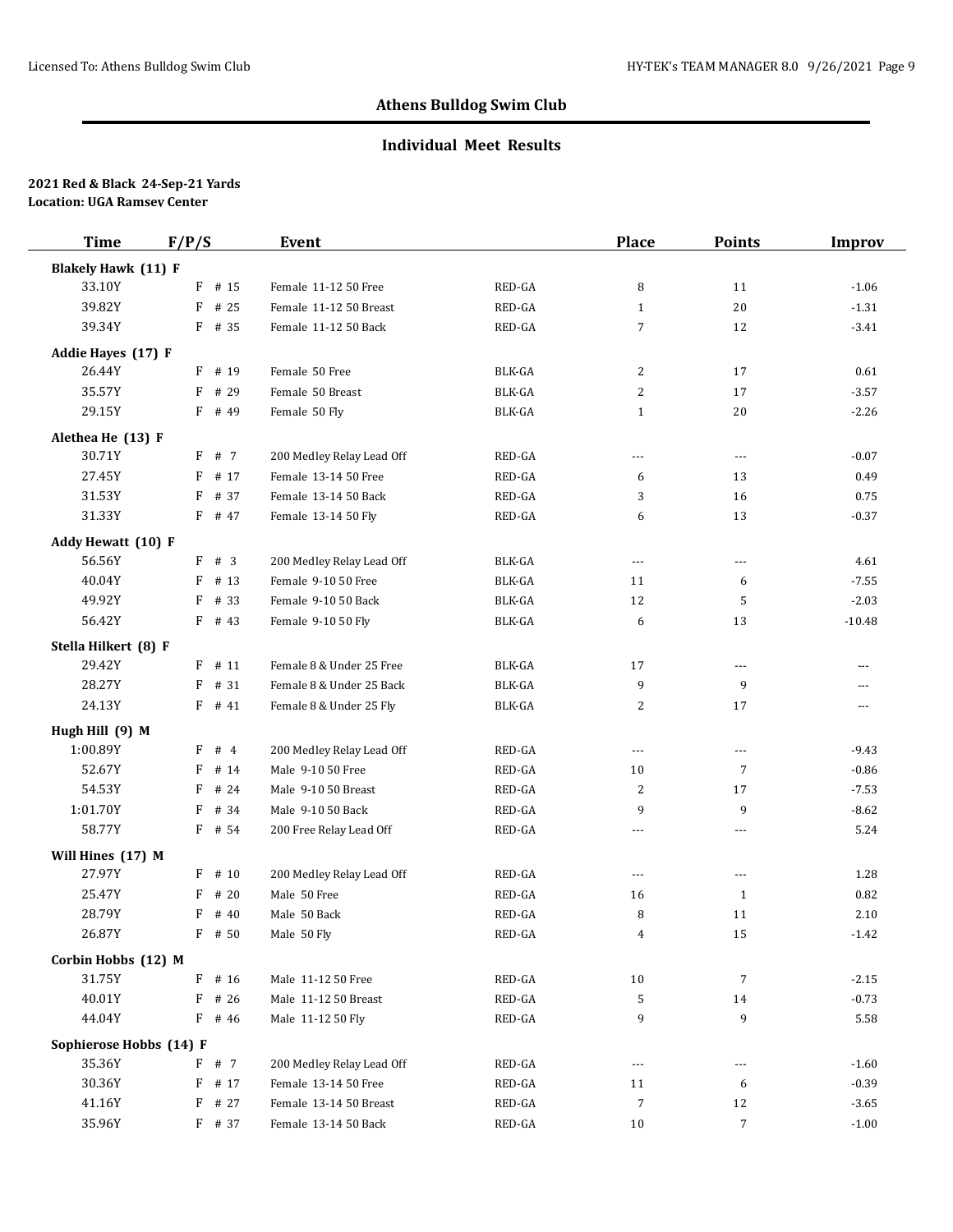# Athens Bulldog Swim Club

## Individual Meet Results

**2021 Red & Black 24-Sep-21 Yards**
**Location: UGA Ramsey Center**

| Time | F/P/S | Event | | Place | Points | Improv |
|---|---|---|---|---|---|---|
| **Blakely Hawk (11) F** | | | | | | |
| 33.10Y | F # 15 | Female 11-12 50 Free | RED-GA | 8 | 11 | -1.06 |
| 39.82Y | F # 25 | Female 11-12 50 Breast | RED-GA | 1 | 20 | -1.31 |
| 39.34Y | F # 35 | Female 11-12 50 Back | RED-GA | 7 | 12 | -3.41 |
| **Addie Hayes (17) F** | | | | | | |
| 26.44Y | F # 19 | Female 50 Free | BLK-GA | 2 | 17 | 0.61 |
| 35.57Y | F # 29 | Female 50 Breast | BLK-GA | 2 | 17 | -3.57 |
| 29.15Y | F # 49 | Female 50 Fly | BLK-GA | 1 | 20 | -2.26 |
| **Alethea He (13) F** | | | | | | |
| 30.71Y | F # 7 | 200 Medley Relay Lead Off | RED-GA | --- | --- | -0.07 |
| 27.45Y | F # 17 | Female 13-14 50 Free | RED-GA | 6 | 13 | 0.49 |
| 31.53Y | F # 37 | Female 13-14 50 Back | RED-GA | 3 | 16 | 0.75 |
| 31.33Y | F # 47 | Female 13-14 50 Fly | RED-GA | 6 | 13 | -0.37 |
| **Addy Hewatt (10) F** | | | | | | |
| 56.56Y | F # 3 | 200 Medley Relay Lead Off | BLK-GA | --- | --- | 4.61 |
| 40.04Y | F # 13 | Female 9-10 50 Free | BLK-GA | 11 | 6 | -7.55 |
| 49.92Y | F # 33 | Female 9-10 50 Back | BLK-GA | 12 | 5 | -2.03 |
| 56.42Y | F # 43 | Female 9-10 50 Fly | BLK-GA | 6 | 13 | -10.48 |
| **Stella Hilkert (8) F** | | | | | | |
| 29.42Y | F # 11 | Female 8 & Under 25 Free | BLK-GA | 17 | --- | --- |
| 28.27Y | F # 31 | Female 8 & Under 25 Back | BLK-GA | 9 | 9 | --- |
| 24.13Y | F # 41 | Female 8 & Under 25 Fly | BLK-GA | 2 | 17 | --- |
| **Hugh Hill (9) M** | | | | | | |
| 1:00.89Y | F # 4 | 200 Medley Relay Lead Off | RED-GA | --- | --- | -9.43 |
| 52.67Y | F # 14 | Male 9-10 50 Free | RED-GA | 10 | 7 | -0.86 |
| 54.53Y | F # 24 | Male 9-10 50 Breast | RED-GA | 2 | 17 | -7.53 |
| 1:01.70Y | F # 34 | Male 9-10 50 Back | RED-GA | 9 | 9 | -8.62 |
| 58.77Y | F # 54 | 200 Free Relay Lead Off | RED-GA | --- | --- | 5.24 |
| **Will Hines (17) M** | | | | | | |
| 27.97Y | F # 10 | 200 Medley Relay Lead Off | RED-GA | --- | --- | 1.28 |
| 25.47Y | F # 20 | Male 50 Free | RED-GA | 16 | 1 | 0.82 |
| 28.79Y | F # 40 | Male 50 Back | RED-GA | 8 | 11 | 2.10 |
| 26.87Y | F # 50 | Male 50 Fly | RED-GA | 4 | 15 | -1.42 |
| **Corbin Hobbs (12) M** | | | | | | |
| 31.75Y | F # 16 | Male 11-12 50 Free | RED-GA | 10 | 7 | -2.15 |
| 40.01Y | F # 26 | Male 11-12 50 Breast | RED-GA | 5 | 14 | -0.73 |
| 44.04Y | F # 46 | Male 11-12 50 Fly | RED-GA | 9 | 9 | 5.58 |
| **Sophierose Hobbs (14) F** | | | | | | |
| 35.36Y | F # 7 | 200 Medley Relay Lead Off | RED-GA | --- | --- | -1.60 |
| 30.36Y | F # 17 | Female 13-14 50 Free | RED-GA | 11 | 6 | -0.39 |
| 41.16Y | F # 27 | Female 13-14 50 Breast | RED-GA | 7 | 12 | -3.65 |
| 35.96Y | F # 37 | Female 13-14 50 Back | RED-GA | 10 | 7 | -1.00 |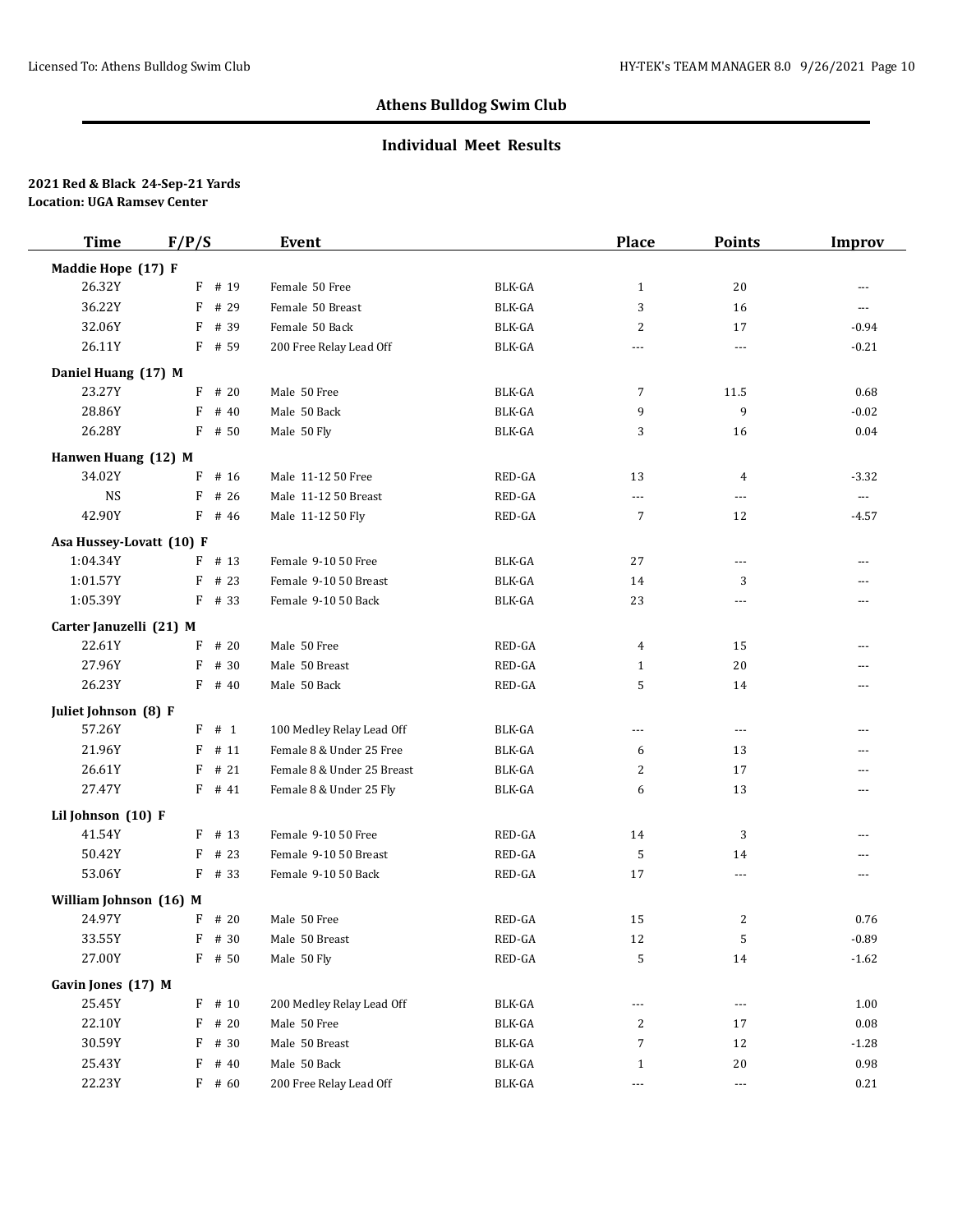## Athens Bulldog Swim Club

### Individual Meet Results

**2021 Red & Black 24-Sep-21 Yards**
**Location: UGA Ramsey Center**

| Time | F/P/S | Event | | Place | Points | Improv |
|---|---|---|---|---|---|---|
| **Maddie Hope (17) F** | | | | | | |
| 26.32Y | F # 19 | Female 50 Free | BLK-GA | 1 | 20 | --- |
| 36.22Y | F # 29 | Female 50 Breast | BLK-GA | 3 | 16 | --- |
| 32.06Y | F # 39 | Female 50 Back | BLK-GA | 2 | 17 | -0.94 |
| 26.11Y | F # 59 | 200 Free Relay Lead Off | BLK-GA | --- | --- | -0.21 |
| **Daniel Huang (17) M** | | | | | | |
| 23.27Y | F # 20 | Male 50 Free | BLK-GA | 7 | 11.5 | 0.68 |
| 28.86Y | F # 40 | Male 50 Back | BLK-GA | 9 | 9 | -0.02 |
| 26.28Y | F # 50 | Male 50 Fly | BLK-GA | 3 | 16 | 0.04 |
| **Hanwen Huang (12) M** | | | | | | |
| 34.02Y | F # 16 | Male 11-12 50 Free | RED-GA | 13 | 4 | -3.32 |
| NS | F # 26 | Male 11-12 50 Breast | RED-GA | --- | --- | --- |
| 42.90Y | F # 46 | Male 11-12 50 Fly | RED-GA | 7 | 12 | -4.57 |
| **Asa Hussey-Lovatt (10) F** | | | | | | |
| 1:04.34Y | F # 13 | Female 9-10 50 Free | BLK-GA | 27 | --- | --- |
| 1:01.57Y | F # 23 | Female 9-10 50 Breast | BLK-GA | 14 | 3 | --- |
| 1:05.39Y | F # 33 | Female 9-10 50 Back | BLK-GA | 23 | --- | --- |
| **Carter Januzelli (21) M** | | | | | | |
| 22.61Y | F # 20 | Male 50 Free | RED-GA | 4 | 15 | --- |
| 27.96Y | F # 30 | Male 50 Breast | RED-GA | 1 | 20 | --- |
| 26.23Y | F # 40 | Male 50 Back | RED-GA | 5 | 14 | --- |
| **Juliet Johnson (8) F** | | | | | | |
| 57.26Y | F # 1 | 100 Medley Relay Lead Off | BLK-GA | --- | --- | --- |
| 21.96Y | F # 11 | Female 8 & Under 25 Free | BLK-GA | 6 | 13 | --- |
| 26.61Y | F # 21 | Female 8 & Under 25 Breast | BLK-GA | 2 | 17 | --- |
| 27.47Y | F # 41 | Female 8 & Under 25 Fly | BLK-GA | 6 | 13 | --- |
| **Lil Johnson (10) F** | | | | | | |
| 41.54Y | F # 13 | Female 9-10 50 Free | RED-GA | 14 | 3 | --- |
| 50.42Y | F # 23 | Female 9-10 50 Breast | RED-GA | 5 | 14 | --- |
| 53.06Y | F # 33 | Female 9-10 50 Back | RED-GA | 17 | --- | --- |
| **William Johnson (16) M** | | | | | | |
| 24.97Y | F # 20 | Male 50 Free | RED-GA | 15 | 2 | 0.76 |
| 33.55Y | F # 30 | Male 50 Breast | RED-GA | 12 | 5 | -0.89 |
| 27.00Y | F # 50 | Male 50 Fly | RED-GA | 5 | 14 | -1.62 |
| **Gavin Jones (17) M** | | | | | | |
| 25.45Y | F # 10 | 200 Medley Relay Lead Off | BLK-GA | --- | --- | 1.00 |
| 22.10Y | F # 20 | Male 50 Free | BLK-GA | 2 | 17 | 0.08 |
| 30.59Y | F # 30 | Male 50 Breast | BLK-GA | 7 | 12 | -1.28 |
| 25.43Y | F # 40 | Male 50 Back | BLK-GA | 1 | 20 | 0.98 |
| 22.23Y | F # 60 | 200 Free Relay Lead Off | BLK-GA | --- | --- | 0.21 |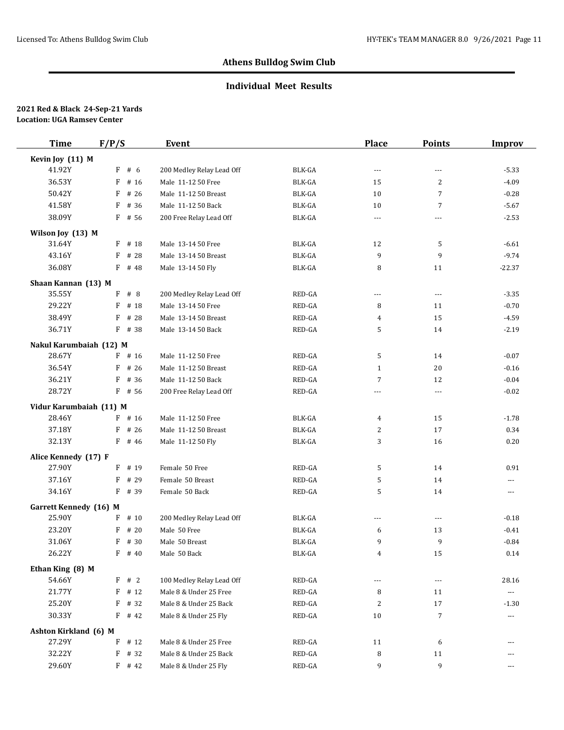## Athens Bulldog Swim Club

### Individual Meet Results

**2021 Red & Black 24-Sep-21 Yards**
**Location: UGA Ramsey Center**

| Time | F/P/S | Event | | Place | Points | Improv |
|---|---|---|---|---|---|---|
| **Kevin Joy (11) M** | | | | | | |
| 41.92Y | F # 6 | 200 Medley Relay Lead Off | BLK-GA | --- | --- | -5.33 |
| 36.53Y | F # 16 | Male 11-12 50 Free | BLK-GA | 15 | 2 | -4.09 |
| 50.42Y | F # 26 | Male 11-12 50 Breast | BLK-GA | 10 | 7 | -0.28 |
| 41.58Y | F # 36 | Male 11-12 50 Back | BLK-GA | 10 | 7 | -5.67 |
| 38.09Y | F # 56 | 200 Free Relay Lead Off | BLK-GA | --- | --- | -2.53 |
| **Wilson Joy (13) M** | | | | | | |
| 31.64Y | F # 18 | Male 13-14 50 Free | BLK-GA | 12 | 5 | -6.61 |
| 43.16Y | F # 28 | Male 13-14 50 Breast | BLK-GA | 9 | 9 | -9.74 |
| 36.08Y | F # 48 | Male 13-14 50 Fly | BLK-GA | 8 | 11 | -22.37 |
| **Shaan Kannan (13) M** | | | | | | |
| 35.55Y | F # 8 | 200 Medley Relay Lead Off | RED-GA | --- | --- | -3.35 |
| 29.22Y | F # 18 | Male 13-14 50 Free | RED-GA | 8 | 11 | -0.70 |
| 38.49Y | F # 28 | Male 13-14 50 Breast | RED-GA | 4 | 15 | -4.59 |
| 36.71Y | F # 38 | Male 13-14 50 Back | RED-GA | 5 | 14 | -2.19 |
| **Nakul Karumbaiah (12) M** | | | | | | |
| 28.67Y | F # 16 | Male 11-12 50 Free | RED-GA | 5 | 14 | -0.07 |
| 36.54Y | F # 26 | Male 11-12 50 Breast | RED-GA | 1 | 20 | -0.16 |
| 36.21Y | F # 36 | Male 11-12 50 Back | RED-GA | 7 | 12 | -0.04 |
| 28.72Y | F # 56 | 200 Free Relay Lead Off | RED-GA | --- | --- | -0.02 |
| **Vidur Karumbaiah (11) M** | | | | | | |
| 28.46Y | F # 16 | Male 11-12 50 Free | BLK-GA | 4 | 15 | -1.78 |
| 37.18Y | F # 26 | Male 11-12 50 Breast | BLK-GA | 2 | 17 | 0.34 |
| 32.13Y | F # 46 | Male 11-12 50 Fly | BLK-GA | 3 | 16 | 0.20 |
| **Alice Kennedy (17) F** | | | | | | |
| 27.90Y | F # 19 | Female 50 Free | RED-GA | 5 | 14 | 0.91 |
| 37.16Y | F # 29 | Female 50 Breast | RED-GA | 5 | 14 | --- |
| 34.16Y | F # 39 | Female 50 Back | RED-GA | 5 | 14 | --- |
| **Garrett Kennedy (16) M** | | | | | | |
| 25.90Y | F # 10 | 200 Medley Relay Lead Off | BLK-GA | --- | --- | -0.18 |
| 23.20Y | F # 20 | Male 50 Free | BLK-GA | 6 | 13 | -0.41 |
| 31.06Y | F # 30 | Male 50 Breast | BLK-GA | 9 | 9 | -0.84 |
| 26.22Y | F # 40 | Male 50 Back | BLK-GA | 4 | 15 | 0.14 |
| **Ethan King (8) M** | | | | | | |
| 54.66Y | F # 2 | 100 Medley Relay Lead Off | RED-GA | --- | --- | 28.16 |
| 21.77Y | F # 12 | Male 8 & Under 25 Free | RED-GA | 8 | 11 | --- |
| 25.20Y | F # 32 | Male 8 & Under 25 Back | RED-GA | 2 | 17 | -1.30 |
| 30.33Y | F # 42 | Male 8 & Under 25 Fly | RED-GA | 10 | 7 | --- |
| **Ashton Kirkland (6) M** | | | | | | |
| 27.29Y | F # 12 | Male 8 & Under 25 Free | RED-GA | 11 | 6 | --- |
| 32.22Y | F # 32 | Male 8 & Under 25 Back | RED-GA | 8 | 11 | --- |
| 29.60Y | F # 42 | Male 8 & Under 25 Fly | RED-GA | 9 | 9 | --- |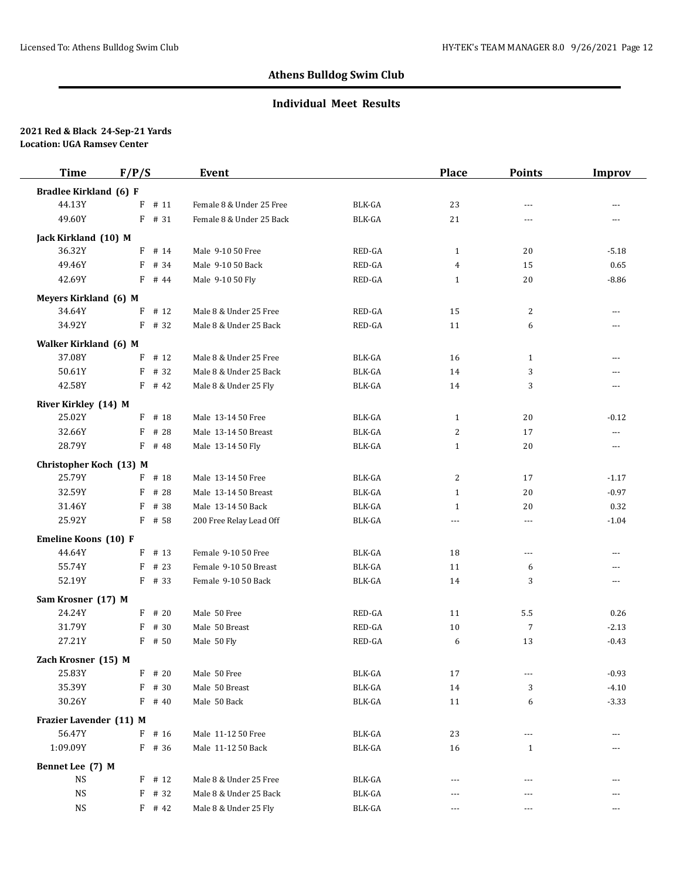## Athens Bulldog Swim Club

### Individual Meet Results

**2021 Red & Black 24-Sep-21 Yards**
**Location: UGA Ramsey Center**

| Time | F/P/S | Event | | Place | Points | Improv |
|---|---|---|---|---|---|---|
| **Bradlee Kirkland (6) F** | | | | | | |
| 44.13Y | F # 11 | Female 8 & Under 25 Free | BLK-GA | 23 | --- | --- |
| 49.60Y | F # 31 | Female 8 & Under 25 Back | BLK-GA | 21 | --- | --- |
| **Jack Kirkland (10) M** | | | | | | |
| 36.32Y | F # 14 | Male 9-10 50 Free | RED-GA | 1 | 20 | -5.18 |
| 49.46Y | F # 34 | Male 9-10 50 Back | RED-GA | 4 | 15 | 0.65 |
| 42.69Y | F # 44 | Male 9-10 50 Fly | RED-GA | 1 | 20 | -8.86 |
| **Meyers Kirkland (6) M** | | | | | | |
| 34.64Y | F # 12 | Male 8 & Under 25 Free | RED-GA | 15 | 2 | --- |
| 34.92Y | F # 32 | Male 8 & Under 25 Back | RED-GA | 11 | 6 | --- |
| **Walker Kirkland (6) M** | | | | | | |
| 37.08Y | F # 12 | Male 8 & Under 25 Free | BLK-GA | 16 | 1 | --- |
| 50.61Y | F # 32 | Male 8 & Under 25 Back | BLK-GA | 14 | 3 | --- |
| 42.58Y | F # 42 | Male 8 & Under 25 Fly | BLK-GA | 14 | 3 | --- |
| **River Kirkley (14) M** | | | | | | |
| 25.02Y | F # 18 | Male 13-14 50 Free | BLK-GA | 1 | 20 | -0.12 |
| 32.66Y | F # 28 | Male 13-14 50 Breast | BLK-GA | 2 | 17 | --- |
| 28.79Y | F # 48 | Male 13-14 50 Fly | BLK-GA | 1 | 20 | --- |
| **Christopher Koch (13) M** | | | | | | |
| 25.79Y | F # 18 | Male 13-14 50 Free | BLK-GA | 2 | 17 | -1.17 |
| 32.59Y | F # 28 | Male 13-14 50 Breast | BLK-GA | 1 | 20 | -0.97 |
| 31.46Y | F # 38 | Male 13-14 50 Back | BLK-GA | 1 | 20 | 0.32 |
| 25.92Y | F # 58 | 200 Free Relay Lead Off | BLK-GA | --- | --- | -1.04 |
| **Emeline Koons (10) F** | | | | | | |
| 44.64Y | F # 13 | Female 9-10 50 Free | BLK-GA | 18 | --- | --- |
| 55.74Y | F # 23 | Female 9-10 50 Breast | BLK-GA | 11 | 6 | --- |
| 52.19Y | F # 33 | Female 9-10 50 Back | BLK-GA | 14 | 3 | --- |
| **Sam Krosner (17) M** | | | | | | |
| 24.24Y | F # 20 | Male 50 Free | RED-GA | 11 | 5.5 | 0.26 |
| 31.79Y | F # 30 | Male 50 Breast | RED-GA | 10 | 7 | -2.13 |
| 27.21Y | F # 50 | Male 50 Fly | RED-GA | 6 | 13 | -0.43 |
| **Zach Krosner (15) M** | | | | | | |
| 25.83Y | F # 20 | Male 50 Free | BLK-GA | 17 | --- | -0.93 |
| 35.39Y | F # 30 | Male 50 Breast | BLK-GA | 14 | 3 | -4.10 |
| 30.26Y | F # 40 | Male 50 Back | BLK-GA | 11 | 6 | -3.33 |
| **Frazier Lavender (11) M** | | | | | | |
| 56.47Y | F # 16 | Male 11-12 50 Free | BLK-GA | 23 | --- | --- |
| 1:09.09Y | F # 36 | Male 11-12 50 Back | BLK-GA | 16 | 1 | --- |
| **Bennet Lee (7) M** | | | | | | |
| NS | F # 12 | Male 8 & Under 25 Free | BLK-GA | --- | --- | --- |
| NS | F # 32 | Male 8 & Under 25 Back | BLK-GA | --- | --- | --- |
| NS | F # 42 | Male 8 & Under 25 Fly | BLK-GA | --- | --- | --- |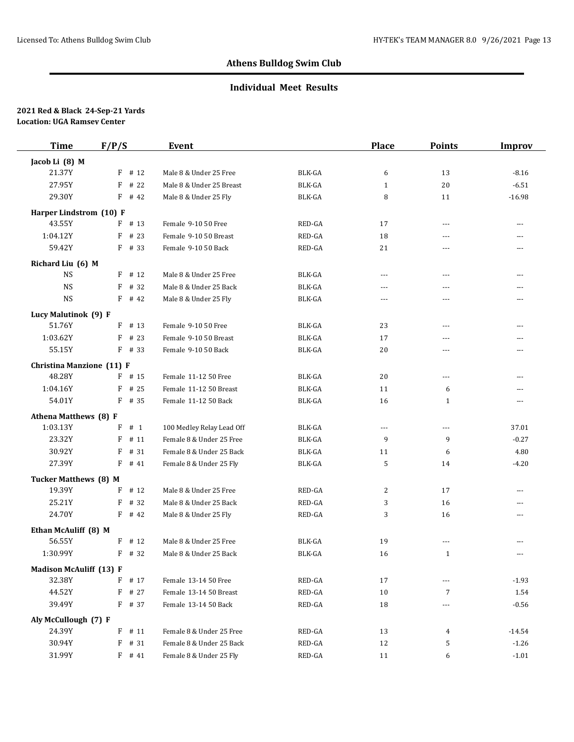## Athens Bulldog Swim Club

### Individual Meet Results

**2021 Red & Black 24-Sep-21 Yards**
**Location: UGA Ramsey Center**

| Time | F/P/S | Event | | Place | Points | Improv |
|---|---|---|---|---|---|---|
| **Jacob Li (8) M** | | | | | | |
| 21.37Y | F # 12 | Male 8 & Under 25 Free | BLK-GA | 6 | 13 | -8.16 |
| 27.95Y | F # 22 | Male 8 & Under 25 Breast | BLK-GA | 1 | 20 | -6.51 |
| 29.30Y | F # 42 | Male 8 & Under 25 Fly | BLK-GA | 8 | 11 | -16.98 |
| **Harper Lindstrom (10) F** | | | | | | |
| 43.55Y | F # 13 | Female 9-10 50 Free | RED-GA | 17 | --- | --- |
| 1:04.12Y | F # 23 | Female 9-10 50 Breast | RED-GA | 18 | --- | --- |
| 59.42Y | F # 33 | Female 9-10 50 Back | RED-GA | 21 | --- | --- |
| **Richard Liu (6) M** | | | | | | |
| NS | F # 12 | Male 8 & Under 25 Free | BLK-GA | --- | --- | --- |
| NS | F # 32 | Male 8 & Under 25 Back | BLK-GA | --- | --- | --- |
| NS | F # 42 | Male 8 & Under 25 Fly | BLK-GA | --- | --- | --- |
| **Lucy Malutinok (9) F** | | | | | | |
| 51.76Y | F # 13 | Female 9-10 50 Free | BLK-GA | 23 | --- | --- |
| 1:03.62Y | F # 23 | Female 9-10 50 Breast | BLK-GA | 17 | --- | --- |
| 55.15Y | F # 33 | Female 9-10 50 Back | BLK-GA | 20 | --- | --- |
| **Christina Manzione (11) F** | | | | | | |
| 48.28Y | F # 15 | Female 11-12 50 Free | BLK-GA | 20 | --- | --- |
| 1:04.16Y | F # 25 | Female 11-12 50 Breast | BLK-GA | 11 | 6 | --- |
| 54.01Y | F # 35 | Female 11-12 50 Back | BLK-GA | 16 | 1 | --- |
| **Athena Matthews (8) F** | | | | | | |
| 1:03.13Y | F # 1 | 100 Medley Relay Lead Off | BLK-GA | --- | --- | 37.01 |
| 23.32Y | F # 11 | Female 8 & Under 25 Free | BLK-GA | 9 | 9 | -0.27 |
| 30.92Y | F # 31 | Female 8 & Under 25 Back | BLK-GA | 11 | 6 | 4.80 |
| 27.39Y | F # 41 | Female 8 & Under 25 Fly | BLK-GA | 5 | 14 | -4.20 |
| **Tucker Matthews (8) M** | | | | | | |
| 19.39Y | F # 12 | Male 8 & Under 25 Free | RED-GA | 2 | 17 | --- |
| 25.21Y | F # 32 | Male 8 & Under 25 Back | RED-GA | 3 | 16 | --- |
| 24.70Y | F # 42 | Male 8 & Under 25 Fly | RED-GA | 3 | 16 | --- |
| **Ethan McAuliff (8) M** | | | | | | |
| 56.55Y | F # 12 | Male 8 & Under 25 Free | BLK-GA | 19 | --- | --- |
| 1:30.99Y | F # 32 | Male 8 & Under 25 Back | BLK-GA | 16 | 1 | --- |
| **Madison McAuliff (13) F** | | | | | | |
| 32.38Y | F # 17 | Female 13-14 50 Free | RED-GA | 17 | --- | -1.93 |
| 44.52Y | F # 27 | Female 13-14 50 Breast | RED-GA | 10 | 7 | 1.54 |
| 39.49Y | F # 37 | Female 13-14 50 Back | RED-GA | 18 | --- | -0.56 |
| **Aly McCullough (7) F** | | | | | | |
| 24.39Y | F # 11 | Female 8 & Under 25 Free | RED-GA | 13 | 4 | -14.54 |
| 30.94Y | F # 31 | Female 8 & Under 25 Back | RED-GA | 12 | 5 | -1.26 |
| 31.99Y | F # 41 | Female 8 & Under 25 Fly | RED-GA | 11 | 6 | -1.01 |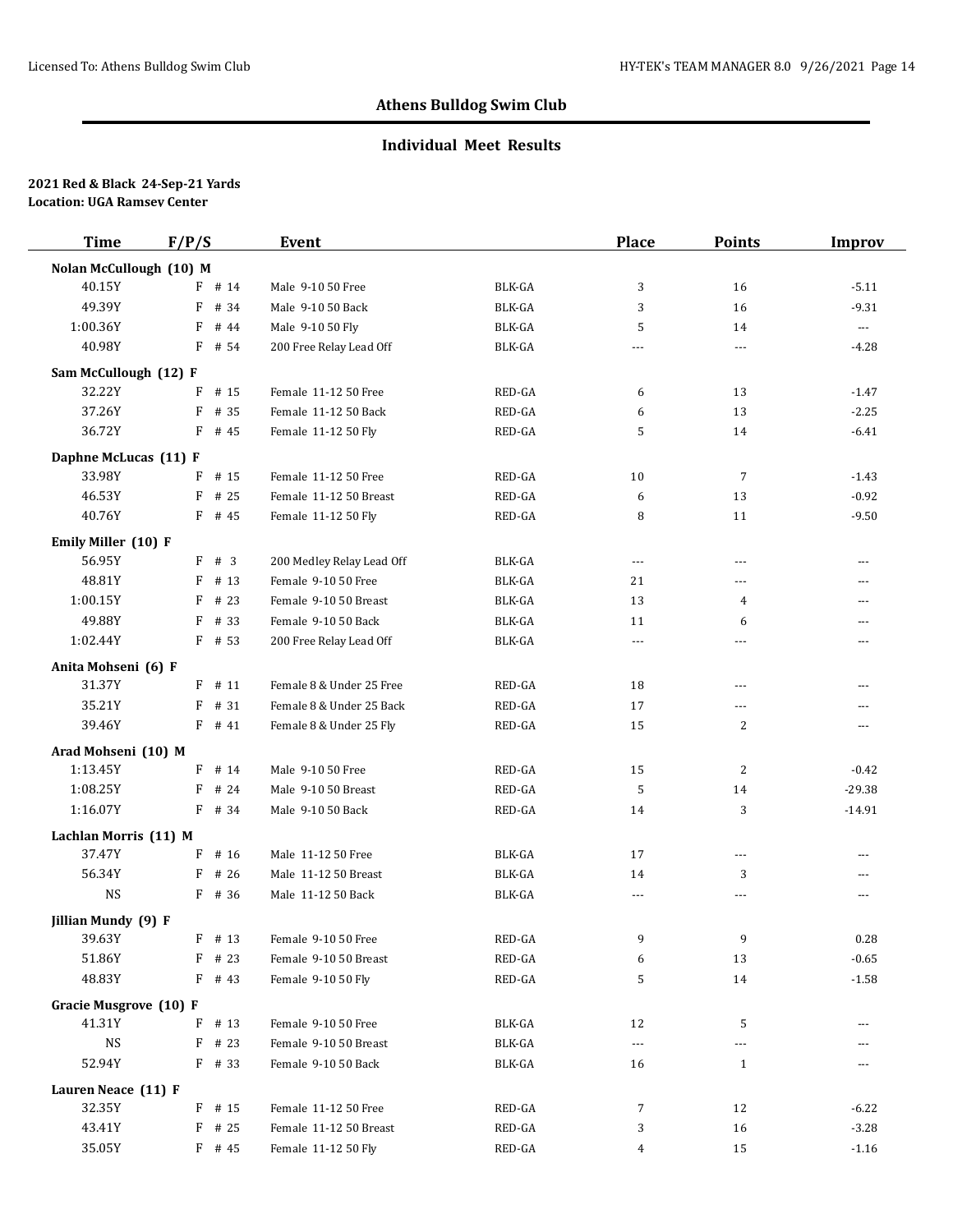## Athens Bulldog Swim Club

### Individual Meet Results

**2021 Red & Black 24-Sep-21 Yards**
**Location: UGA Ramsey Center**

| Time | F/P/S | Event | | Place | Points | Improv |
|---|---|---|---|---|---|---|
| **Nolan McCullough (10) M** | | | | | | |
| 40.15Y | F # 14 | Male 9-10 50 Free | BLK-GA | 3 | 16 | -5.11 |
| 49.39Y | F # 34 | Male 9-10 50 Back | BLK-GA | 3 | 16 | -9.31 |
| 1:00.36Y | F # 44 | Male 9-10 50 Fly | BLK-GA | 5 | 14 | --- |
| 40.98Y | F # 54 | 200 Free Relay Lead Off | BLK-GA | --- | --- | -4.28 |
| **Sam McCullough (12) F** | | | | | | |
| 32.22Y | F # 15 | Female 11-12 50 Free | RED-GA | 6 | 13 | -1.47 |
| 37.26Y | F # 35 | Female 11-12 50 Back | RED-GA | 6 | 13 | -2.25 |
| 36.72Y | F # 45 | Female 11-12 50 Fly | RED-GA | 5 | 14 | -6.41 |
| **Daphne McLucas (11) F** | | | | | | |
| 33.98Y | F # 15 | Female 11-12 50 Free | RED-GA | 10 | 7 | -1.43 |
| 46.53Y | F # 25 | Female 11-12 50 Breast | RED-GA | 6 | 13 | -0.92 |
| 40.76Y | F # 45 | Female 11-12 50 Fly | RED-GA | 8 | 11 | -9.50 |
| **Emily Miller (10) F** | | | | | | |
| 56.95Y | F # 3 | 200 Medley Relay Lead Off | BLK-GA | --- | --- | --- |
| 48.81Y | F # 13 | Female 9-10 50 Free | BLK-GA | 21 | --- | --- |
| 1:00.15Y | F # 23 | Female 9-10 50 Breast | BLK-GA | 13 | 4 | --- |
| 49.88Y | F # 33 | Female 9-10 50 Back | BLK-GA | 11 | 6 | --- |
| 1:02.44Y | F # 53 | 200 Free Relay Lead Off | BLK-GA | --- | --- | --- |
| **Anita Mohseni (6) F** | | | | | | |
| 31.37Y | F # 11 | Female 8 & Under 25 Free | RED-GA | 18 | --- | --- |
| 35.21Y | F # 31 | Female 8 & Under 25 Back | RED-GA | 17 | --- | --- |
| 39.46Y | F # 41 | Female 8 & Under 25 Fly | RED-GA | 15 | 2 | --- |
| **Arad Mohseni (10) M** | | | | | | |
| 1:13.45Y | F # 14 | Male 9-10 50 Free | RED-GA | 15 | 2 | -0.42 |
| 1:08.25Y | F # 24 | Male 9-10 50 Breast | RED-GA | 5 | 14 | -29.38 |
| 1:16.07Y | F # 34 | Male 9-10 50 Back | RED-GA | 14 | 3 | -14.91 |
| **Lachlan Morris (11) M** | | | | | | |
| 37.47Y | F # 16 | Male 11-12 50 Free | BLK-GA | 17 | --- | --- |
| 56.34Y | F # 26 | Male 11-12 50 Breast | BLK-GA | 14 | 3 | --- |
| NS | F # 36 | Male 11-12 50 Back | BLK-GA | --- | --- | --- |
| **Jillian Mundy (9) F** | | | | | | |
| 39.63Y | F # 13 | Female 9-10 50 Free | RED-GA | 9 | 9 | 0.28 |
| 51.86Y | F # 23 | Female 9-10 50 Breast | RED-GA | 6 | 13 | -0.65 |
| 48.83Y | F # 43 | Female 9-10 50 Fly | RED-GA | 5 | 14 | -1.58 |
| **Gracie Musgrove (10) F** | | | | | | |
| 41.31Y | F # 13 | Female 9-10 50 Free | BLK-GA | 12 | 5 | --- |
| NS | F # 23 | Female 9-10 50 Breast | BLK-GA | --- | --- | --- |
| 52.94Y | F # 33 | Female 9-10 50 Back | BLK-GA | 16 | 1 | --- |
| **Lauren Neace (11) F** | | | | | | |
| 32.35Y | F # 15 | Female 11-12 50 Free | RED-GA | 7 | 12 | -6.22 |
| 43.41Y | F # 25 | Female 11-12 50 Breast | RED-GA | 3 | 16 | -3.28 |
| 35.05Y | F # 45 | Female 11-12 50 Fly | RED-GA | 4 | 15 | -1.16 |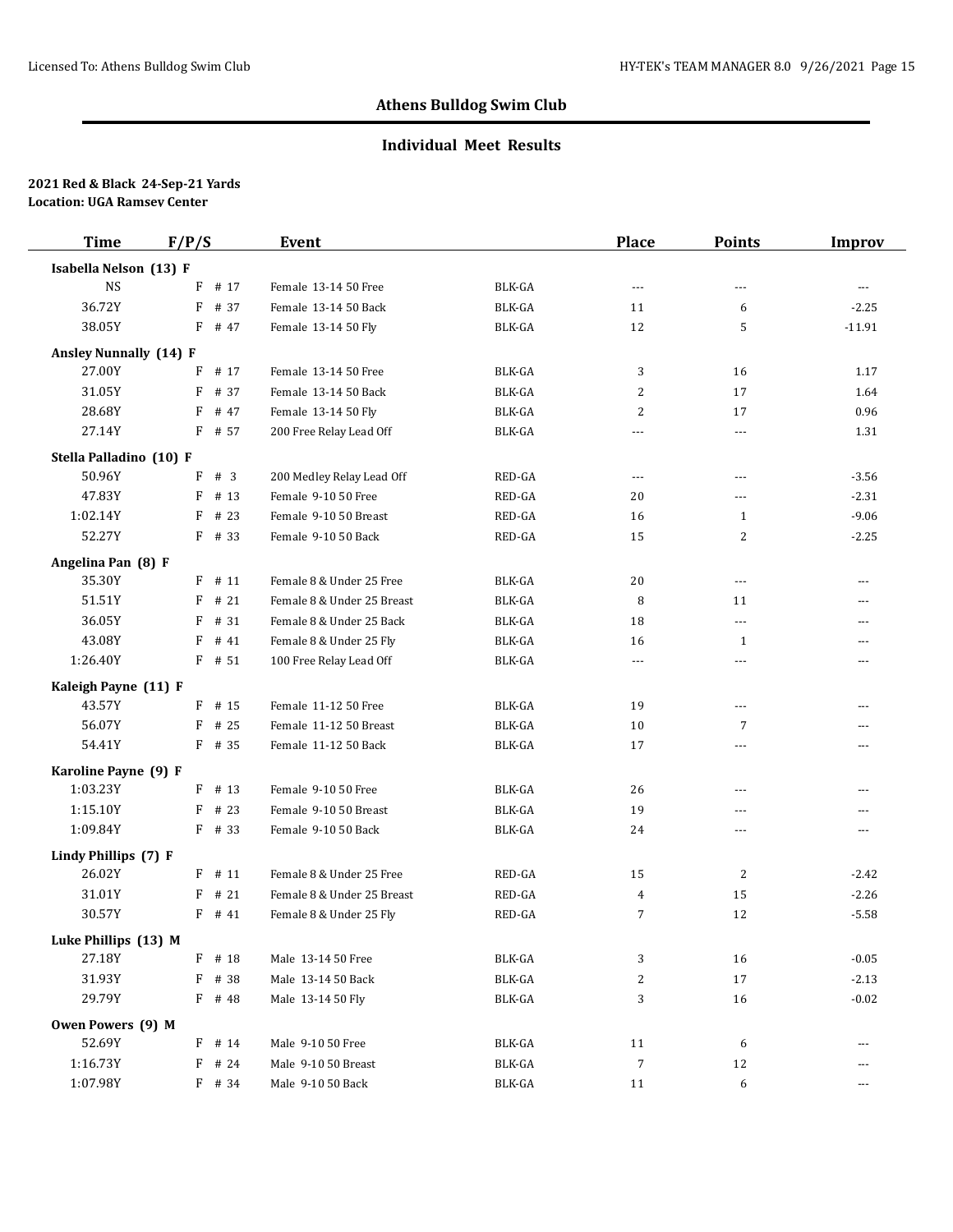## Athens Bulldog Swim Club

### Individual Meet Results

**2021 Red & Black 24-Sep-21 Yards**
**Location: UGA Ramsey Center**

| Time | F/P/S | Event | | Place | Points | Improv |
|---|---|---|---|---|---|---|
| **Isabella Nelson (13) F** | | | | | | |
| NS | F # 17 | Female 13-14 50 Free | BLK-GA | --- | --- | --- |
| 36.72Y | F # 37 | Female 13-14 50 Back | BLK-GA | 11 | 6 | -2.25 |
| 38.05Y | F # 47 | Female 13-14 50 Fly | BLK-GA | 12 | 5 | -11.91 |
| **Ansley Nunnally (14) F** | | | | | | |
| 27.00Y | F # 17 | Female 13-14 50 Free | BLK-GA | 3 | 16 | 1.17 |
| 31.05Y | F # 37 | Female 13-14 50 Back | BLK-GA | 2 | 17 | 1.64 |
| 28.68Y | F # 47 | Female 13-14 50 Fly | BLK-GA | 2 | 17 | 0.96 |
| 27.14Y | F # 57 | 200 Free Relay Lead Off | BLK-GA | --- | --- | 1.31 |
| **Stella Palladino (10) F** | | | | | | |
| 50.96Y | F # 3 | 200 Medley Relay Lead Off | RED-GA | --- | --- | -3.56 |
| 47.83Y | F # 13 | Female 9-10 50 Free | RED-GA | 20 | --- | -2.31 |
| 1:02.14Y | F # 23 | Female 9-10 50 Breast | RED-GA | 16 | 1 | -9.06 |
| 52.27Y | F # 33 | Female 9-10 50 Back | RED-GA | 15 | 2 | -2.25 |
| **Angelina Pan (8) F** | | | | | | |
| 35.30Y | F # 11 | Female 8 & Under 25 Free | BLK-GA | 20 | --- | --- |
| 51.51Y | F # 21 | Female 8 & Under 25 Breast | BLK-GA | 8 | 11 | --- |
| 36.05Y | F # 31 | Female 8 & Under 25 Back | BLK-GA | 18 | --- | --- |
| 43.08Y | F # 41 | Female 8 & Under 25 Fly | BLK-GA | 16 | 1 | --- |
| 1:26.40Y | F # 51 | 100 Free Relay Lead Off | BLK-GA | --- | --- | --- |
| **Kaleigh Payne (11) F** | | | | | | |
| 43.57Y | F # 15 | Female 11-12 50 Free | BLK-GA | 19 | --- | --- |
| 56.07Y | F # 25 | Female 11-12 50 Breast | BLK-GA | 10 | 7 | --- |
| 54.41Y | F # 35 | Female 11-12 50 Back | BLK-GA | 17 | --- | --- |
| **Karoline Payne (9) F** | | | | | | |
| 1:03.23Y | F # 13 | Female 9-10 50 Free | BLK-GA | 26 | --- | --- |
| 1:15.10Y | F # 23 | Female 9-10 50 Breast | BLK-GA | 19 | --- | --- |
| 1:09.84Y | F # 33 | Female 9-10 50 Back | BLK-GA | 24 | --- | --- |
| **Lindy Phillips (7) F** | | | | | | |
| 26.02Y | F # 11 | Female 8 & Under 25 Free | RED-GA | 15 | 2 | -2.42 |
| 31.01Y | F # 21 | Female 8 & Under 25 Breast | RED-GA | 4 | 15 | -2.26 |
| 30.57Y | F # 41 | Female 8 & Under 25 Fly | RED-GA | 7 | 12 | -5.58 |
| **Luke Phillips (13) M** | | | | | | |
| 27.18Y | F # 18 | Male 13-14 50 Free | BLK-GA | 3 | 16 | -0.05 |
| 31.93Y | F # 38 | Male 13-14 50 Back | BLK-GA | 2 | 17 | -2.13 |
| 29.79Y | F # 48 | Male 13-14 50 Fly | BLK-GA | 3 | 16 | -0.02 |
| **Owen Powers (9) M** | | | | | | |
| 52.69Y | F # 14 | Male 9-10 50 Free | BLK-GA | 11 | 6 | --- |
| 1:16.73Y | F # 24 | Male 9-10 50 Breast | BLK-GA | 7 | 12 | --- |
| 1:07.98Y | F # 34 | Male 9-10 50 Back | BLK-GA | 11 | 6 | --- |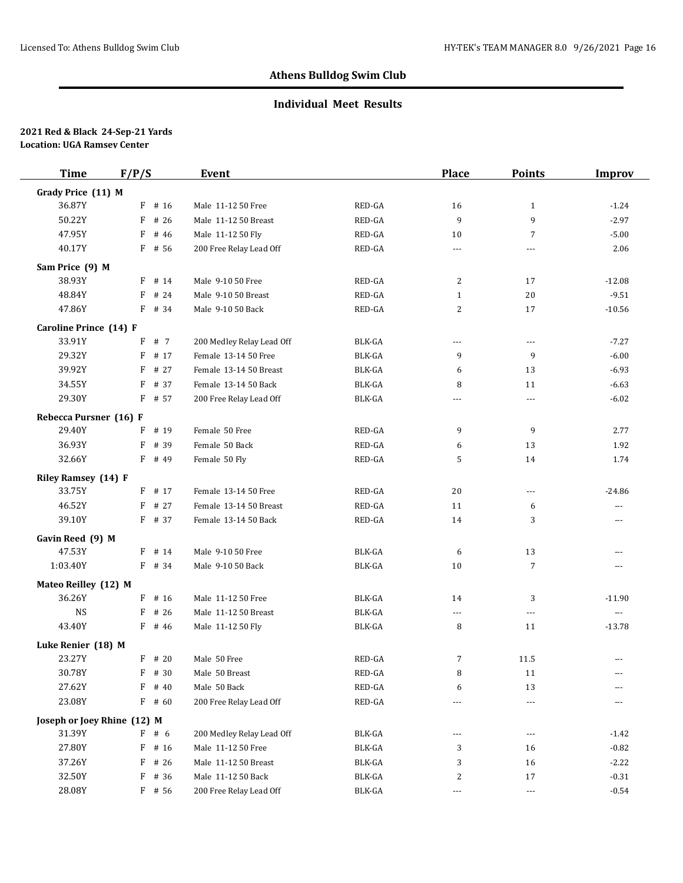## Athens Bulldog Swim Club

### Individual Meet Results

**2021 Red & Black 24-Sep-21 Yards**
**Location: UGA Ramsey Center**

| Time | F/P/S | Event | | Place | Points | Improv |
|---|---|---|---|---|---|---|
| **Grady Price (11) M** | | | | | | |
| 36.87Y | F # 16 | Male 11-12 50 Free | RED-GA | 16 | 1 | -1.24 |
| 50.22Y | F # 26 | Male 11-12 50 Breast | RED-GA | 9 | 9 | -2.97 |
| 47.95Y | F # 46 | Male 11-12 50 Fly | RED-GA | 10 | 7 | -5.00 |
| 40.17Y | F # 56 | 200 Free Relay Lead Off | RED-GA | --- | --- | 2.06 |
| **Sam Price (9) M** | | | | | | |
| 38.93Y | F # 14 | Male 9-10 50 Free | RED-GA | 2 | 17 | -12.08 |
| 48.84Y | F # 24 | Male 9-10 50 Breast | RED-GA | 1 | 20 | -9.51 |
| 47.86Y | F # 34 | Male 9-10 50 Back | RED-GA | 2 | 17 | -10.56 |
| **Caroline Prince (14) F** | | | | | | |
| 33.91Y | F # 7 | 200 Medley Relay Lead Off | BLK-GA | --- | --- | -7.27 |
| 29.32Y | F # 17 | Female 13-14 50 Free | BLK-GA | 9 | 9 | -6.00 |
| 39.92Y | F # 27 | Female 13-14 50 Breast | BLK-GA | 6 | 13 | -6.93 |
| 34.55Y | F # 37 | Female 13-14 50 Back | BLK-GA | 8 | 11 | -6.63 |
| 29.30Y | F # 57 | 200 Free Relay Lead Off | BLK-GA | --- | --- | -6.02 |
| **Rebecca Pursner (16) F** | | | | | | |
| 29.40Y | F # 19 | Female 50 Free | RED-GA | 9 | 9 | 2.77 |
| 36.93Y | F # 39 | Female 50 Back | RED-GA | 6 | 13 | 1.92 |
| 32.66Y | F # 49 | Female 50 Fly | RED-GA | 5 | 14 | 1.74 |
| **Riley Ramsey (14) F** | | | | | | |
| 33.75Y | F # 17 | Female 13-14 50 Free | RED-GA | 20 | --- | -24.86 |
| 46.52Y | F # 27 | Female 13-14 50 Breast | RED-GA | 11 | 6 | --- |
| 39.10Y | F # 37 | Female 13-14 50 Back | RED-GA | 14 | 3 | --- |
| **Gavin Reed (9) M** | | | | | | |
| 47.53Y | F # 14 | Male 9-10 50 Free | BLK-GA | 6 | 13 | --- |
| 1:03.40Y | F # 34 | Male 9-10 50 Back | BLK-GA | 10 | 7 | --- |
| **Mateo Reilley (12) M** | | | | | | |
| 36.26Y | F # 16 | Male 11-12 50 Free | BLK-GA | 14 | 3 | -11.90 |
| NS | F # 26 | Male 11-12 50 Breast | BLK-GA | --- | --- | --- |
| 43.40Y | F # 46 | Male 11-12 50 Fly | BLK-GA | 8 | 11 | -13.78 |
| **Luke Renier (18) M** | | | | | | |
| 23.27Y | F # 20 | Male 50 Free | RED-GA | 7 | 11.5 | --- |
| 30.78Y | F # 30 | Male 50 Breast | RED-GA | 8 | 11 | --- |
| 27.62Y | F # 40 | Male 50 Back | RED-GA | 6 | 13 | --- |
| 23.08Y | F # 60 | 200 Free Relay Lead Off | RED-GA | --- | --- | --- |
| **Joseph or Joey Rhine (12) M** | | | | | | |
| 31.39Y | F # 6 | 200 Medley Relay Lead Off | BLK-GA | --- | --- | -1.42 |
| 27.80Y | F # 16 | Male 11-12 50 Free | BLK-GA | 3 | 16 | -0.82 |
| 37.26Y | F # 26 | Male 11-12 50 Breast | BLK-GA | 3 | 16 | -2.22 |
| 32.50Y | F # 36 | Male 11-12 50 Back | BLK-GA | 2 | 17 | -0.31 |
| 28.08Y | F # 56 | 200 Free Relay Lead Off | BLK-GA | --- | --- | -0.54 |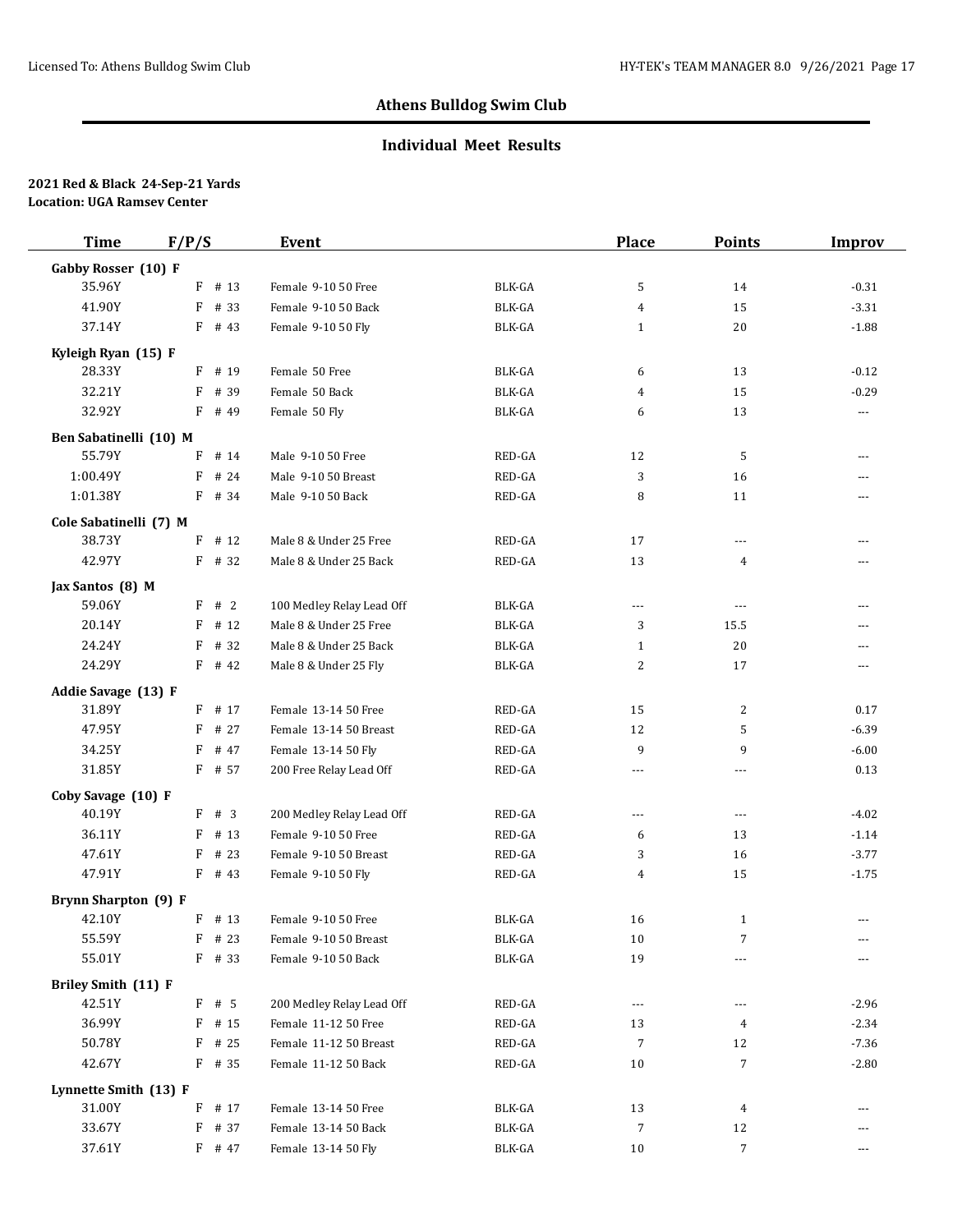## Athens Bulldog Swim Club

### Individual Meet Results

**2021 Red & Black 24-Sep-21 Yards**
**Location: UGA Ramsey Center**

| Time | F/P/S | Event | | Place | Points | Improv |
|---|---|---|---|---|---|---|
| **Gabby Rosser (10) F** | | | | | | |
| 35.96Y | F # 13 | Female 9-10 50 Free | BLK-GA | 5 | 14 | -0.31 |
| 41.90Y | F # 33 | Female 9-10 50 Back | BLK-GA | 4 | 15 | -3.31 |
| 37.14Y | F # 43 | Female 9-10 50 Fly | BLK-GA | 1 | 20 | -1.88 |
| **Kyleigh Ryan (15) F** | | | | | | |
| 28.33Y | F # 19 | Female 50 Free | BLK-GA | 6 | 13 | -0.12 |
| 32.21Y | F # 39 | Female 50 Back | BLK-GA | 4 | 15 | -0.29 |
| 32.92Y | F # 49 | Female 50 Fly | BLK-GA | 6 | 13 | --- |
| **Ben Sabatinelli (10) M** | | | | | | |
| 55.79Y | F # 14 | Male 9-10 50 Free | RED-GA | 12 | 5 | --- |
| 1:00.49Y | F # 24 | Male 9-10 50 Breast | RED-GA | 3 | 16 | --- |
| 1:01.38Y | F # 34 | Male 9-10 50 Back | RED-GA | 8 | 11 | --- |
| **Cole Sabatinelli (7) M** | | | | | | |
| 38.73Y | F # 12 | Male 8 & Under 25 Free | RED-GA | 17 | --- | --- |
| 42.97Y | F # 32 | Male 8 & Under 25 Back | RED-GA | 13 | 4 | --- |
| **Jax Santos (8) M** | | | | | | |
| 59.06Y | F # 2 | 100 Medley Relay Lead Off | BLK-GA | --- | --- | --- |
| 20.14Y | F # 12 | Male 8 & Under 25 Free | BLK-GA | 3 | 15.5 | --- |
| 24.24Y | F # 32 | Male 8 & Under 25 Back | BLK-GA | 1 | 20 | --- |
| 24.29Y | F # 42 | Male 8 & Under 25 Fly | BLK-GA | 2 | 17 | --- |
| **Addie Savage (13) F** | | | | | | |
| 31.89Y | F # 17 | Female 13-14 50 Free | RED-GA | 15 | 2 | 0.17 |
| 47.95Y | F # 27 | Female 13-14 50 Breast | RED-GA | 12 | 5 | -6.39 |
| 34.25Y | F # 47 | Female 13-14 50 Fly | RED-GA | 9 | 9 | -6.00 |
| 31.85Y | F # 57 | 200 Free Relay Lead Off | RED-GA | --- | --- | 0.13 |
| **Coby Savage (10) F** | | | | | | |
| 40.19Y | F # 3 | 200 Medley Relay Lead Off | RED-GA | --- | --- | -4.02 |
| 36.11Y | F # 13 | Female 9-10 50 Free | RED-GA | 6 | 13 | -1.14 |
| 47.61Y | F # 23 | Female 9-10 50 Breast | RED-GA | 3 | 16 | -3.77 |
| 47.91Y | F # 43 | Female 9-10 50 Fly | RED-GA | 4 | 15 | -1.75 |
| **Brynn Sharpton (9) F** | | | | | | |
| 42.10Y | F # 13 | Female 9-10 50 Free | BLK-GA | 16 | 1 | --- |
| 55.59Y | F # 23 | Female 9-10 50 Breast | BLK-GA | 10 | 7 | --- |
| 55.01Y | F # 33 | Female 9-10 50 Back | BLK-GA | 19 | --- | --- |
| **Briley Smith (11) F** | | | | | | |
| 42.51Y | F # 5 | 200 Medley Relay Lead Off | RED-GA | --- | --- | -2.96 |
| 36.99Y | F # 15 | Female 11-12 50 Free | RED-GA | 13 | 4 | -2.34 |
| 50.78Y | F # 25 | Female 11-12 50 Breast | RED-GA | 7 | 12 | -7.36 |
| 42.67Y | F # 35 | Female 11-12 50 Back | RED-GA | 10 | 7 | -2.80 |
| **Lynnette Smith (13) F** | | | | | | |
| 31.00Y | F # 17 | Female 13-14 50 Free | BLK-GA | 13 | 4 | --- |
| 33.67Y | F # 37 | Female 13-14 50 Back | BLK-GA | 7 | 12 | --- |
| 37.61Y | F # 47 | Female 13-14 50 Fly | BLK-GA | 10 | 7 | --- |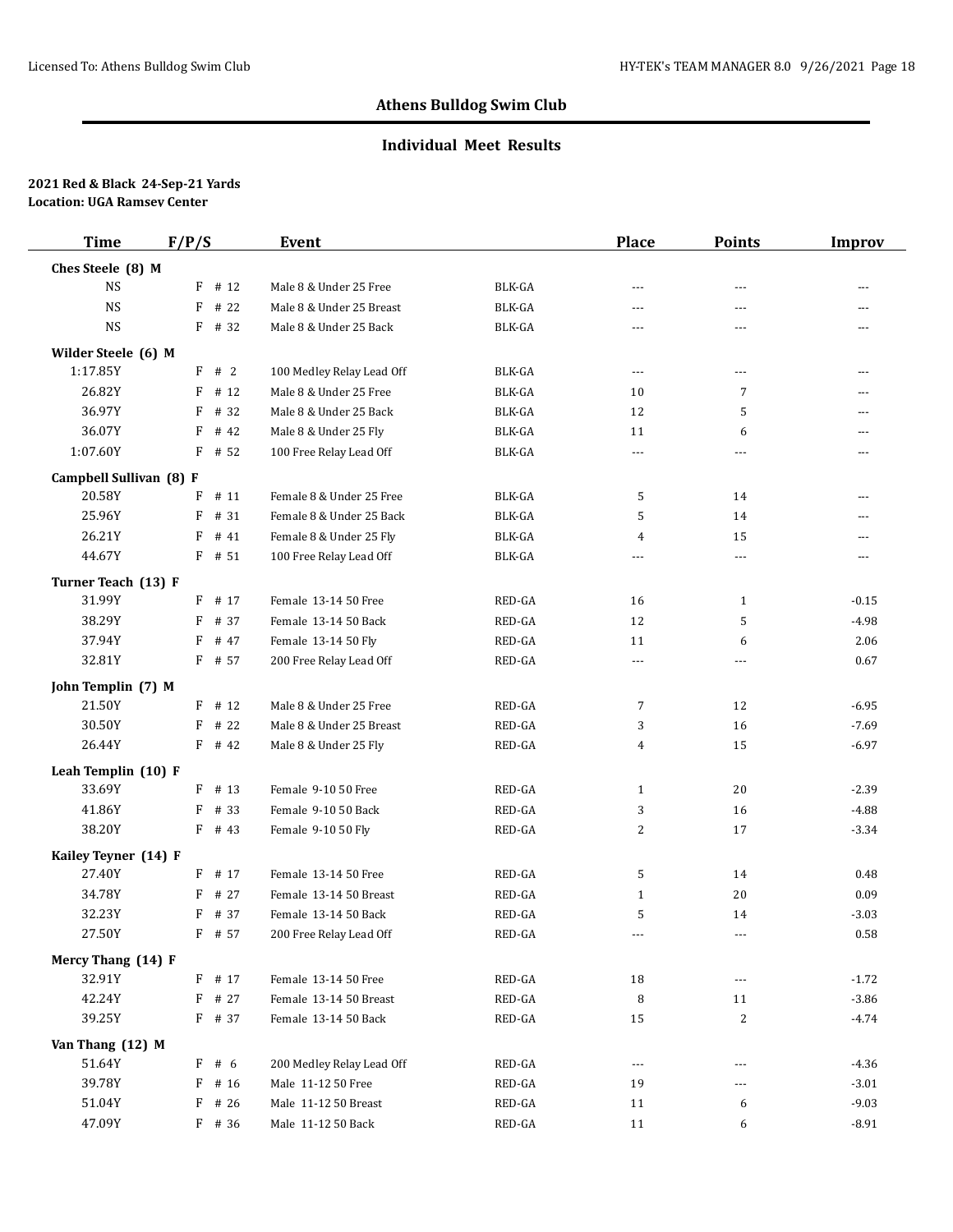## Athens Bulldog Swim Club

### Individual Meet Results

**2021 Red & Black 24-Sep-21 Yards**
**Location: UGA Ramsey Center**

| Time | F/P/S | Event | | Place | Points | Improv |
|---|---|---|---|---|---|---|
| **Ches Steele (8) M** | | | | | | |
| NS | F # 12 | Male 8 & Under 25 Free | BLK-GA | --- | --- | --- |
| NS | F # 22 | Male 8 & Under 25 Breast | BLK-GA | --- | --- | --- |
| NS | F # 32 | Male 8 & Under 25 Back | BLK-GA | --- | --- | --- |
| **Wilder Steele (6) M** | | | | | | |
| 1:17.85Y | F # 2 | 100 Medley Relay Lead Off | BLK-GA | --- | --- | --- |
| 26.82Y | F # 12 | Male 8 & Under 25 Free | BLK-GA | 10 | 7 | --- |
| 36.97Y | F # 32 | Male 8 & Under 25 Back | BLK-GA | 12 | 5 | --- |
| 36.07Y | F # 42 | Male 8 & Under 25 Fly | BLK-GA | 11 | 6 | --- |
| 1:07.60Y | F # 52 | 100 Free Relay Lead Off | BLK-GA | --- | --- | --- |
| **Campbell Sullivan (8) F** | | | | | | |
| 20.58Y | F # 11 | Female 8 & Under 25 Free | BLK-GA | 5 | 14 | --- |
| 25.96Y | F # 31 | Female 8 & Under 25 Back | BLK-GA | 5 | 14 | --- |
| 26.21Y | F # 41 | Female 8 & Under 25 Fly | BLK-GA | 4 | 15 | --- |
| 44.67Y | F # 51 | 100 Free Relay Lead Off | BLK-GA | --- | --- | --- |
| **Turner Teach (13) F** | | | | | | |
| 31.99Y | F # 17 | Female 13-14 50 Free | RED-GA | 16 | 1 | -0.15 |
| 38.29Y | F # 37 | Female 13-14 50 Back | RED-GA | 12 | 5 | -4.98 |
| 37.94Y | F # 47 | Female 13-14 50 Fly | RED-GA | 11 | 6 | 2.06 |
| 32.81Y | F # 57 | 200 Free Relay Lead Off | RED-GA | --- | --- | 0.67 |
| **John Templin (7) M** | | | | | | |
| 21.50Y | F # 12 | Male 8 & Under 25 Free | RED-GA | 7 | 12 | -6.95 |
| 30.50Y | F # 22 | Male 8 & Under 25 Breast | RED-GA | 3 | 16 | -7.69 |
| 26.44Y | F # 42 | Male 8 & Under 25 Fly | RED-GA | 4 | 15 | -6.97 |
| **Leah Templin (10) F** | | | | | | |
| 33.69Y | F # 13 | Female 9-10 50 Free | RED-GA | 1 | 20 | -2.39 |
| 41.86Y | F # 33 | Female 9-10 50 Back | RED-GA | 3 | 16 | -4.88 |
| 38.20Y | F # 43 | Female 9-10 50 Fly | RED-GA | 2 | 17 | -3.34 |
| **Kailey Teyner (14) F** | | | | | | |
| 27.40Y | F # 17 | Female 13-14 50 Free | RED-GA | 5 | 14 | 0.48 |
| 34.78Y | F # 27 | Female 13-14 50 Breast | RED-GA | 1 | 20 | 0.09 |
| 32.23Y | F # 37 | Female 13-14 50 Back | RED-GA | 5 | 14 | -3.03 |
| 27.50Y | F # 57 | 200 Free Relay Lead Off | RED-GA | --- | --- | 0.58 |
| **Mercy Thang (14) F** | | | | | | |
| 32.91Y | F # 17 | Female 13-14 50 Free | RED-GA | 18 | --- | -1.72 |
| 42.24Y | F # 27 | Female 13-14 50 Breast | RED-GA | 8 | 11 | -3.86 |
| 39.25Y | F # 37 | Female 13-14 50 Back | RED-GA | 15 | 2 | -4.74 |
| **Van Thang (12) M** | | | | | | |
| 51.64Y | F # 6 | 200 Medley Relay Lead Off | RED-GA | --- | --- | -4.36 |
| 39.78Y | F # 16 | Male 11-12 50 Free | RED-GA | 19 | --- | -3.01 |
| 51.04Y | F # 26 | Male 11-12 50 Breast | RED-GA | 11 | 6 | -9.03 |
| 47.09Y | F # 36 | Male 11-12 50 Back | RED-GA | 11 | 6 | -8.91 |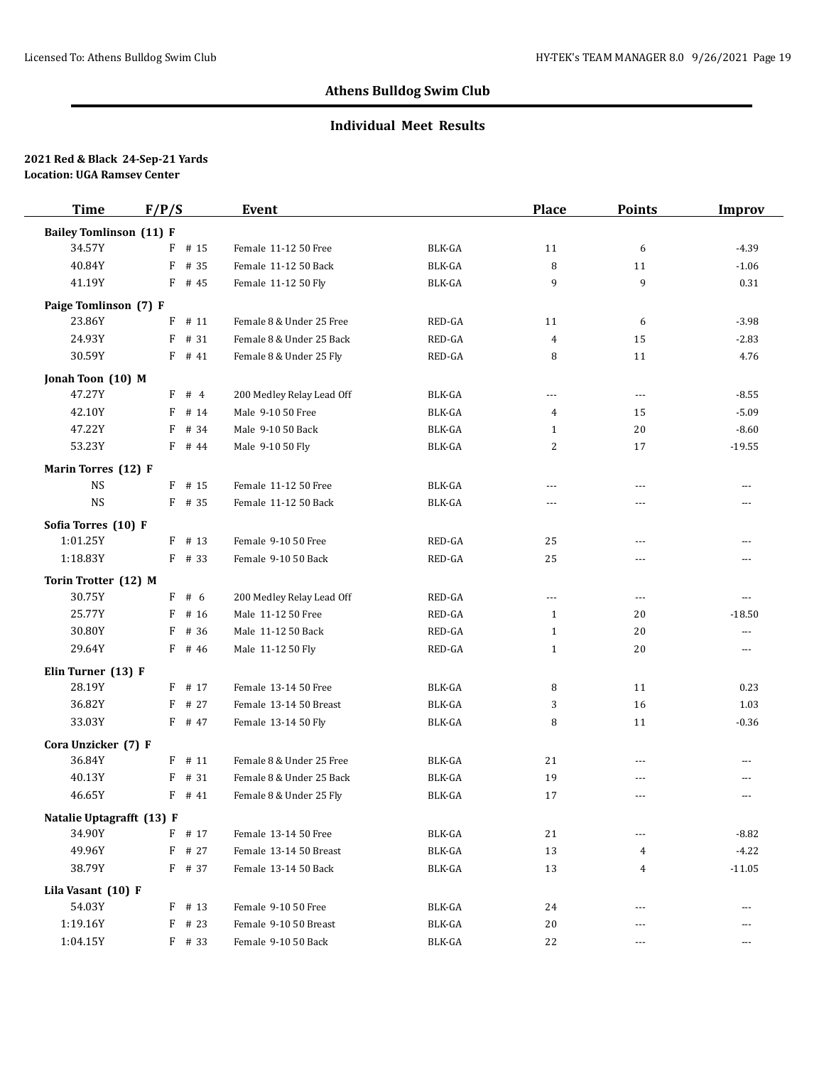## Athens Bulldog Swim Club

### Individual Meet Results

**2021 Red & Black 24-Sep-21 Yards**
**Location: UGA Ramsey Center**

| Time | F/P/S | Event | | Place | Points | Improv |
|---|---|---|---|---|---|---|
| **Bailey Tomlinson (11) F** | | | | | | |
| 34.57Y | F # 15 | Female 11-12 50 Free | BLK-GA | 11 | 6 | -4.39 |
| 40.84Y | F # 35 | Female 11-12 50 Back | BLK-GA | 8 | 11 | -1.06 |
| 41.19Y | F # 45 | Female 11-12 50 Fly | BLK-GA | 9 | 9 | 0.31 |
| **Paige Tomlinson (7) F** | | | | | | |
| 23.86Y | F # 11 | Female 8 & Under 25 Free | RED-GA | 11 | 6 | -3.98 |
| 24.93Y | F # 31 | Female 8 & Under 25 Back | RED-GA | 4 | 15 | -2.83 |
| 30.59Y | F # 41 | Female 8 & Under 25 Fly | RED-GA | 8 | 11 | 4.76 |
| **Jonah Toon (10) M** | | | | | | |
| 47.27Y | F # 4 | 200 Medley Relay Lead Off | BLK-GA | --- | --- | -8.55 |
| 42.10Y | F # 14 | Male 9-10 50 Free | BLK-GA | 4 | 15 | -5.09 |
| 47.22Y | F # 34 | Male 9-10 50 Back | BLK-GA | 1 | 20 | -8.60 |
| 53.23Y | F # 44 | Male 9-10 50 Fly | BLK-GA | 2 | 17 | -19.55 |
| **Marin Torres (12) F** | | | | | | |
| NS | F # 15 | Female 11-12 50 Free | BLK-GA | --- | --- | --- |
| NS | F # 35 | Female 11-12 50 Back | BLK-GA | --- | --- | --- |
| **Sofia Torres (10) F** | | | | | | |
| 1:01.25Y | F # 13 | Female 9-10 50 Free | RED-GA | 25 | --- | --- |
| 1:18.83Y | F # 33 | Female 9-10 50 Back | RED-GA | 25 | --- | --- |
| **Torin Trotter (12) M** | | | | | | |
| 30.75Y | F # 6 | 200 Medley Relay Lead Off | RED-GA | --- | --- | --- |
| 25.77Y | F # 16 | Male 11-12 50 Free | RED-GA | 1 | 20 | -18.50 |
| 30.80Y | F # 36 | Male 11-12 50 Back | RED-GA | 1 | 20 | --- |
| 29.64Y | F # 46 | Male 11-12 50 Fly | RED-GA | 1 | 20 | --- |
| **Elin Turner (13) F** | | | | | | |
| 28.19Y | F # 17 | Female 13-14 50 Free | BLK-GA | 8 | 11 | 0.23 |
| 36.82Y | F # 27 | Female 13-14 50 Breast | BLK-GA | 3 | 16 | 1.03 |
| 33.03Y | F # 47 | Female 13-14 50 Fly | BLK-GA | 8 | 11 | -0.36 |
| **Cora Unzicker (7) F** | | | | | | |
| 36.84Y | F # 11 | Female 8 & Under 25 Free | BLK-GA | 21 | --- | --- |
| 40.13Y | F # 31 | Female 8 & Under 25 Back | BLK-GA | 19 | --- | --- |
| 46.65Y | F # 41 | Female 8 & Under 25 Fly | BLK-GA | 17 | --- | --- |
| **Natalie Uptagrafft (13) F** | | | | | | |
| 34.90Y | F # 17 | Female 13-14 50 Free | BLK-GA | 21 | --- | -8.82 |
| 49.96Y | F # 27 | Female 13-14 50 Breast | BLK-GA | 13 | 4 | -4.22 |
| 38.79Y | F # 37 | Female 13-14 50 Back | BLK-GA | 13 | 4 | -11.05 |
| **Lila Vasant (10) F** | | | | | | |
| 54.03Y | F # 13 | Female 9-10 50 Free | BLK-GA | 24 | --- | --- |
| 1:19.16Y | F # 23 | Female 9-10 50 Breast | BLK-GA | 20 | --- | --- |
| 1:04.15Y | F # 33 | Female 9-10 50 Back | BLK-GA | 22 | --- | --- |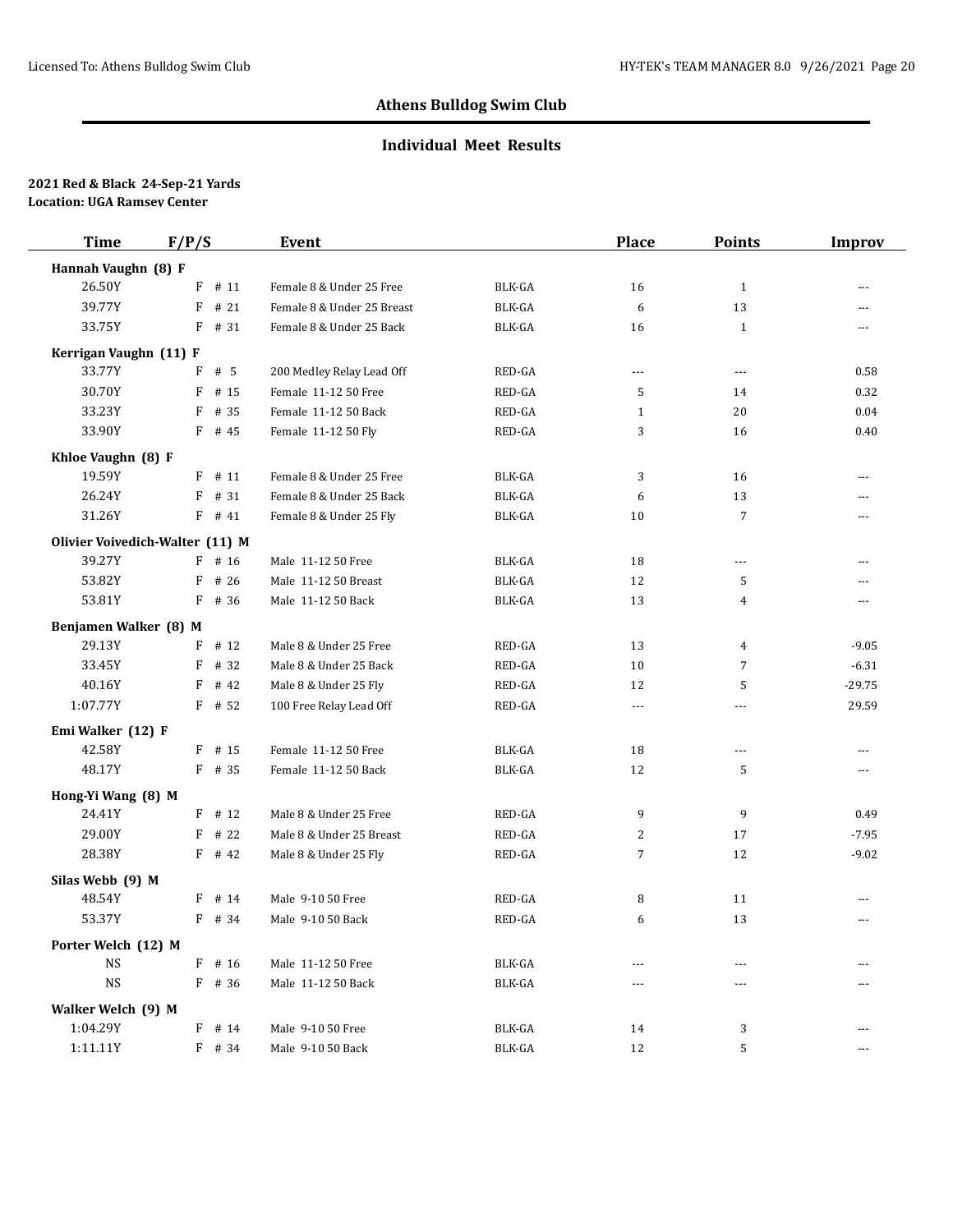# Athens Bulldog Swim Club

## Individual Meet Results

**2021 Red & Black 24-Sep-21 Yards**
**Location: UGA Ramsey Center**

| Time | F/P/S | Event | | Place | Points | Improv |
|---|---|---|---|---|---|---|
| **Hannah Vaughn (8) F** | | | | | | |
| 26.50Y | F # 11 | Female 8 & Under 25 Free | BLK-GA | 16 | 1 | --- |
| 39.77Y | F # 21 | Female 8 & Under 25 Breast | BLK-GA | 6 | 13 | --- |
| 33.75Y | F # 31 | Female 8 & Under 25 Back | BLK-GA | 16 | 1 | --- |
| **Kerrigan Vaughn (11) F** | | | | | | |
| 33.77Y | F # 5 | 200 Medley Relay Lead Off | RED-GA | --- | --- | 0.58 |
| 30.70Y | F # 15 | Female 11-12 50 Free | RED-GA | 5 | 14 | 0.32 |
| 33.23Y | F # 35 | Female 11-12 50 Back | RED-GA | 1 | 20 | 0.04 |
| 33.90Y | F # 45 | Female 11-12 50 Fly | RED-GA | 3 | 16 | 0.40 |
| **Khloe Vaughn (8) F** | | | | | | |
| 19.59Y | F # 11 | Female 8 & Under 25 Free | BLK-GA | 3 | 16 | --- |
| 26.24Y | F # 31 | Female 8 & Under 25 Back | BLK-GA | 6 | 13 | --- |
| 31.26Y | F # 41 | Female 8 & Under 25 Fly | BLK-GA | 10 | 7 | --- |
| **Olivier Voivedich-Walter (11) M** | | | | | | |
| 39.27Y | F # 16 | Male 11-12 50 Free | BLK-GA | 18 | --- | --- |
| 53.82Y | F # 26 | Male 11-12 50 Breast | BLK-GA | 12 | 5 | --- |
| 53.81Y | F # 36 | Male 11-12 50 Back | BLK-GA | 13 | 4 | --- |
| **Benjamen Walker (8) M** | | | | | | |
| 29.13Y | F # 12 | Male 8 & Under 25 Free | RED-GA | 13 | 4 | -9.05 |
| 33.45Y | F # 32 | Male 8 & Under 25 Back | RED-GA | 10 | 7 | -6.31 |
| 40.16Y | F # 42 | Male 8 & Under 25 Fly | RED-GA | 12 | 5 | -29.75 |
| 1:07.77Y | F # 52 | 100 Free Relay Lead Off | RED-GA | --- | --- | 29.59 |
| **Emi Walker (12) F** | | | | | | |
| 42.58Y | F # 15 | Female 11-12 50 Free | BLK-GA | 18 | --- | --- |
| 48.17Y | F # 35 | Female 11-12 50 Back | BLK-GA | 12 | 5 | --- |
| **Hong-Yi Wang (8) M** | | | | | | |
| 24.41Y | F # 12 | Male 8 & Under 25 Free | RED-GA | 9 | 9 | 0.49 |
| 29.00Y | F # 22 | Male 8 & Under 25 Breast | RED-GA | 2 | 17 | -7.95 |
| 28.38Y | F # 42 | Male 8 & Under 25 Fly | RED-GA | 7 | 12 | -9.02 |
| **Silas Webb (9) M** | | | | | | |
| 48.54Y | F # 14 | Male 9-10 50 Free | RED-GA | 8 | 11 | --- |
| 53.37Y | F # 34 | Male 9-10 50 Back | RED-GA | 6 | 13 | --- |
| **Porter Welch (12) M** | | | | | | |
| NS | F # 16 | Male 11-12 50 Free | BLK-GA | --- | --- | --- |
| NS | F # 36 | Male 11-12 50 Back | BLK-GA | --- | --- | --- |
| **Walker Welch (9) M** | | | | | | |
| 1:04.29Y | F # 14 | Male 9-10 50 Free | BLK-GA | 14 | 3 | --- |
| 1:11.11Y | F # 34 | Male 9-10 50 Back | BLK-GA | 12 | 5 | --- |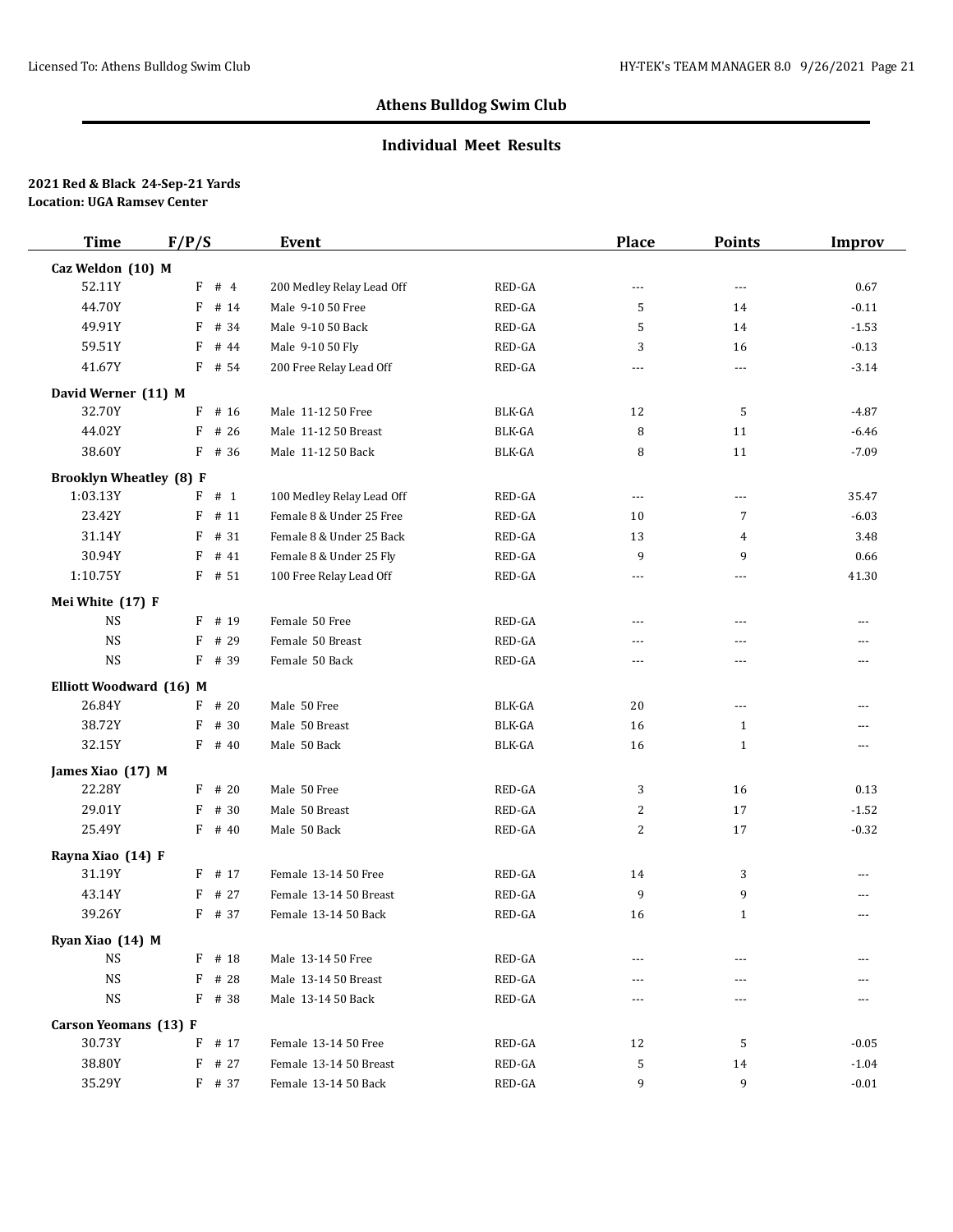## Athens Bulldog Swim Club

### Individual Meet Results

**2021 Red & Black 24-Sep-21 Yards**
**Location: UGA Ramsey Center**

| Time | F/P/S | Event | | Place | Points | Improv |
|---|---|---|---|---|---|---|
| **Caz Weldon (10) M** | | | | | | |
| 52.11Y | F # 4 | 200 Medley Relay Lead Off | RED-GA | --- | --- | 0.67 |
| 44.70Y | F # 14 | Male 9-10 50 Free | RED-GA | 5 | 14 | -0.11 |
| 49.91Y | F # 34 | Male 9-10 50 Back | RED-GA | 5 | 14 | -1.53 |
| 59.51Y | F # 44 | Male 9-10 50 Fly | RED-GA | 3 | 16 | -0.13 |
| 41.67Y | F # 54 | 200 Free Relay Lead Off | RED-GA | --- | --- | -3.14 |
| **David Werner (11) M** | | | | | | |
| 32.70Y | F # 16 | Male 11-12 50 Free | BLK-GA | 12 | 5 | -4.87 |
| 44.02Y | F # 26 | Male 11-12 50 Breast | BLK-GA | 8 | 11 | -6.46 |
| 38.60Y | F # 36 | Male 11-12 50 Back | BLK-GA | 8 | 11 | -7.09 |
| **Brooklyn Wheatley (8) F** | | | | | | |
| 1:03.13Y | F # 1 | 100 Medley Relay Lead Off | RED-GA | --- | --- | 35.47 |
| 23.42Y | F # 11 | Female 8 & Under 25 Free | RED-GA | 10 | 7 | -6.03 |
| 31.14Y | F # 31 | Female 8 & Under 25 Back | RED-GA | 13 | 4 | 3.48 |
| 30.94Y | F # 41 | Female 8 & Under 25 Fly | RED-GA | 9 | 9 | 0.66 |
| 1:10.75Y | F # 51 | 100 Free Relay Lead Off | RED-GA | --- | --- | 41.30 |
| **Mei White (17) F** | | | | | | |
| NS | F # 19 | Female 50 Free | RED-GA | --- | --- | --- |
| NS | F # 29 | Female 50 Breast | RED-GA | --- | --- | --- |
| NS | F # 39 | Female 50 Back | RED-GA | --- | --- | --- |
| **Elliott Woodward (16) M** | | | | | | |
| 26.84Y | F # 20 | Male 50 Free | BLK-GA | 20 | --- | --- |
| 38.72Y | F # 30 | Male 50 Breast | BLK-GA | 16 | 1 | --- |
| 32.15Y | F # 40 | Male 50 Back | BLK-GA | 16 | 1 | --- |
| **James Xiao (17) M** | | | | | | |
| 22.28Y | F # 20 | Male 50 Free | RED-GA | 3 | 16 | 0.13 |
| 29.01Y | F # 30 | Male 50 Breast | RED-GA | 2 | 17 | -1.52 |
| 25.49Y | F # 40 | Male 50 Back | RED-GA | 2 | 17 | -0.32 |
| **Rayna Xiao (14) F** | | | | | | |
| 31.19Y | F # 17 | Female 13-14 50 Free | RED-GA | 14 | 3 | --- |
| 43.14Y | F # 27 | Female 13-14 50 Breast | RED-GA | 9 | 9 | --- |
| 39.26Y | F # 37 | Female 13-14 50 Back | RED-GA | 16 | 1 | --- |
| **Ryan Xiao (14) M** | | | | | | |
| NS | F # 18 | Male 13-14 50 Free | RED-GA | --- | --- | --- |
| NS | F # 28 | Male 13-14 50 Breast | RED-GA | --- | --- | --- |
| NS | F # 38 | Male 13-14 50 Back | RED-GA | --- | --- | --- |
| **Carson Yeomans (13) F** | | | | | | |
| 30.73Y | F # 17 | Female 13-14 50 Free | RED-GA | 12 | 5 | -0.05 |
| 38.80Y | F # 27 | Female 13-14 50 Breast | RED-GA | 5 | 14 | -1.04 |
| 35.29Y | F # 37 | Female 13-14 50 Back | RED-GA | 9 | 9 | -0.01 |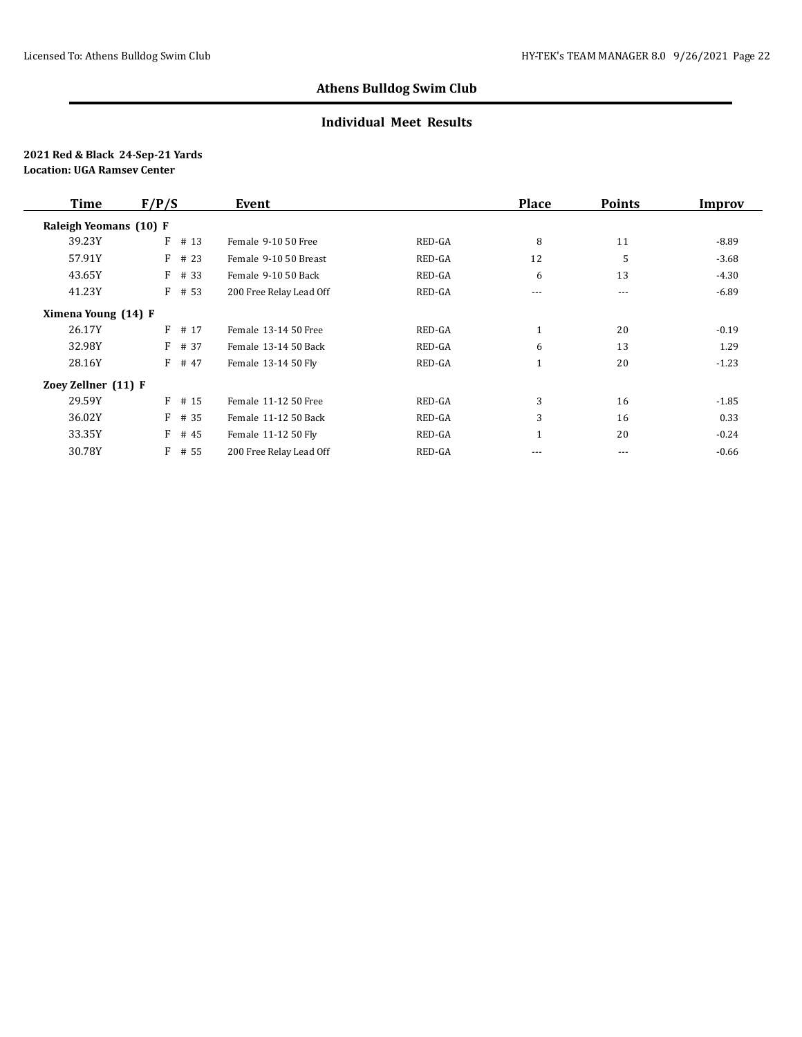## Athens Bulldog Swim Club

### Individual Meet Results

**2021 Red & Black 24-Sep-21 Yards**
**Location: UGA Ramsey Center**

| Time | F/P/S | Event | | Place | Points | Improv |
|---|---|---|---|---|---|---|
| **Raleigh Yeomans (10) F** | | | | | | |
| 39.23Y | F # 13 | Female 9-10 50 Free | RED-GA | 8 | 11 | -8.89 |
| 57.91Y | F # 23 | Female 9-10 50 Breast | RED-GA | 12 | 5 | -3.68 |
| 43.65Y | F # 33 | Female 9-10 50 Back | RED-GA | 6 | 13 | -4.30 |
| 41.23Y | F # 53 | 200 Free Relay Lead Off | RED-GA | --- | --- | -6.89 |
| **Ximena Young (14) F** | | | | | | |
| 26.17Y | F # 17 | Female 13-14 50 Free | RED-GA | 1 | 20 | -0.19 |
| 32.98Y | F # 37 | Female 13-14 50 Back | RED-GA | 6 | 13 | 1.29 |
| 28.16Y | F # 47 | Female 13-14 50 Fly | RED-GA | 1 | 20 | -1.23 |
| **Zoey Zellner (11) F** | | | | | | |
| 29.59Y | F # 15 | Female 11-12 50 Free | RED-GA | 3 | 16 | -1.85 |
| 36.02Y | F # 35 | Female 11-12 50 Back | RED-GA | 3 | 16 | 0.33 |
| 33.35Y | F # 45 | Female 11-12 50 Fly | RED-GA | 1 | 20 | -0.24 |
| 30.78Y | F # 55 | 200 Free Relay Lead Off | RED-GA | --- | --- | -0.66 |